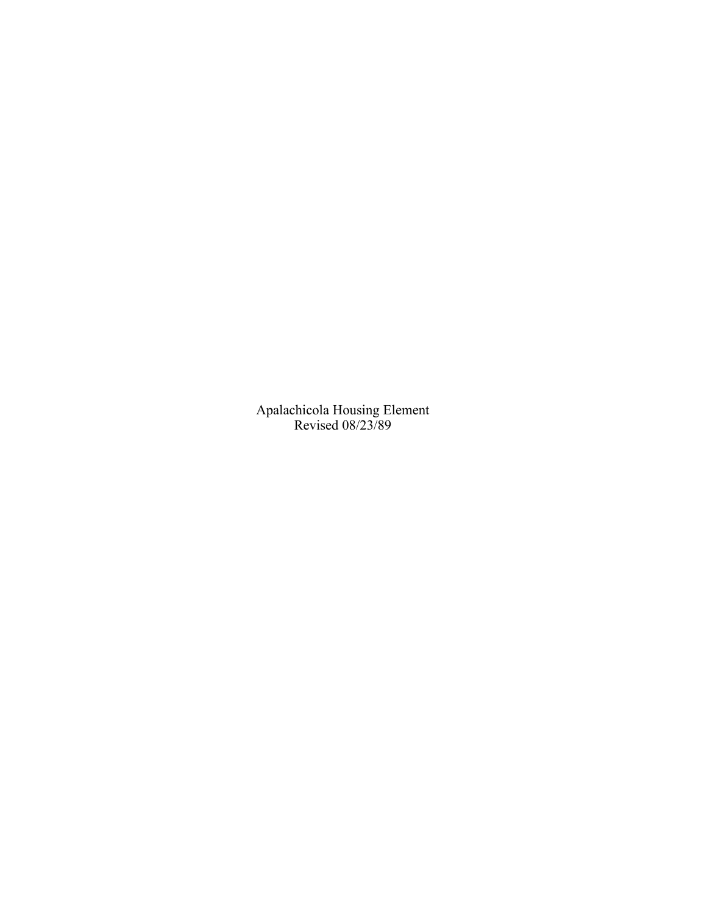Apalachicola Housing Element
Revised 08/23/89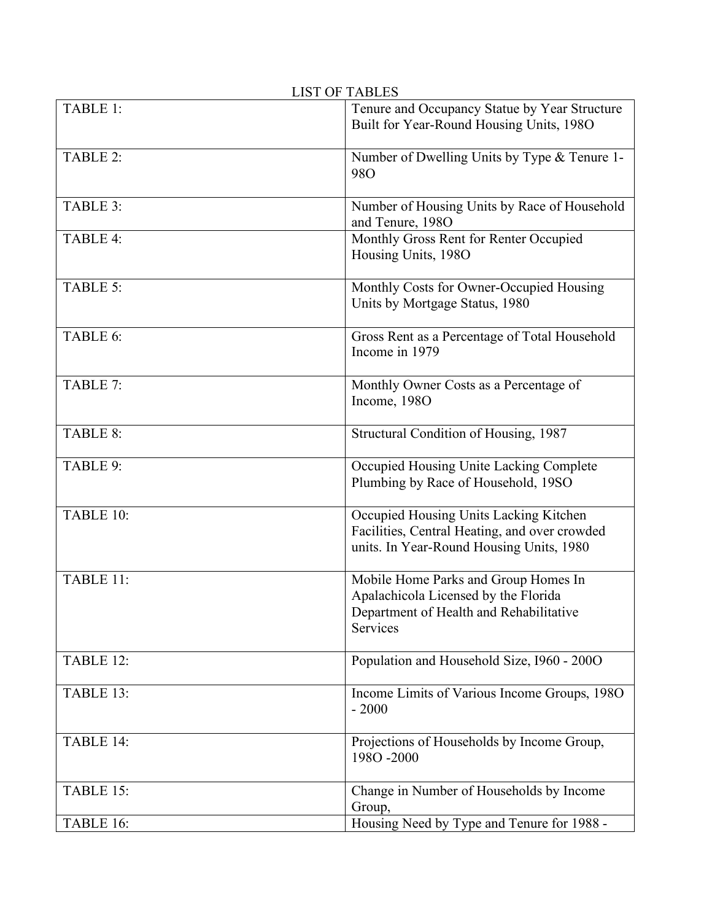LIST OF TABLES

| | |
|---|---|
| TABLE 1: | Tenure and Occupancy Statue by Year Structure Built for Year-Round Housing Units, 198O |
| TABLE 2: | Number of Dwelling Units by Type & Tenure 1-98O |
| TABLE 3: | Number of Housing Units by Race of Household and Tenure, 198O |
| TABLE 4: | Monthly Gross Rent for Renter Occupied Housing Units, 198O |
| TABLE 5: | Monthly Costs for Owner-Occupied Housing Units by Mortgage Status, 1980 |
| TABLE 6: | Gross Rent as a Percentage of Total Household Income in 1979 |
| TABLE 7: | Monthly Owner Costs as a Percentage of Income, 198O |
| TABLE 8: | Structural Condition of Housing, 1987 |
| TABLE 9: | Occupied Housing Unite Lacking Complete Plumbing by Race of Household, 19SO |
| TABLE 10: | Occupied Housing Units Lacking Kitchen Facilities, Central Heating, and over crowded units. In Year-Round Housing Units, 1980 |
| TABLE 11: | Mobile Home Parks and Group Homes In Apalachicola Licensed by the Florida Department of Health and Rehabilitative Services |
| TABLE 12: | Population and Household Size, I960 - 200O |
| TABLE 13: | Income Limits of Various Income Groups, 198O - 2000 |
| TABLE 14: | Projections of Households by Income Group, 198O -2000 |
| TABLE 15: | Change in Number of Households by Income Group, |
| TABLE 16: | Housing Need by Type and Tenure for 1988 - |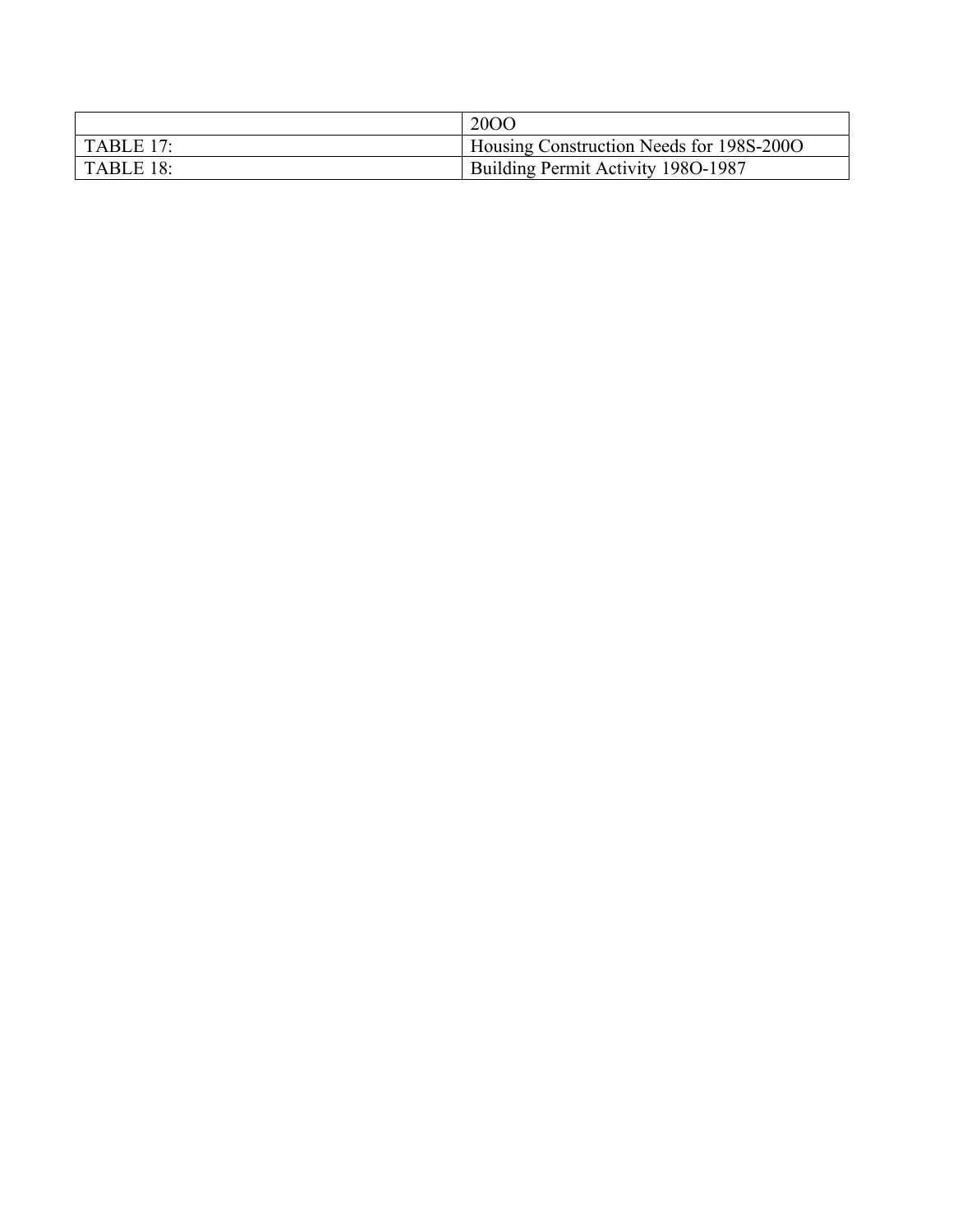| | 20OO |
|---|---|
| TABLE 17: | Housing Construction Needs for 198S-200O |
| TABLE 18: | Building Permit Activity 198O-1987 |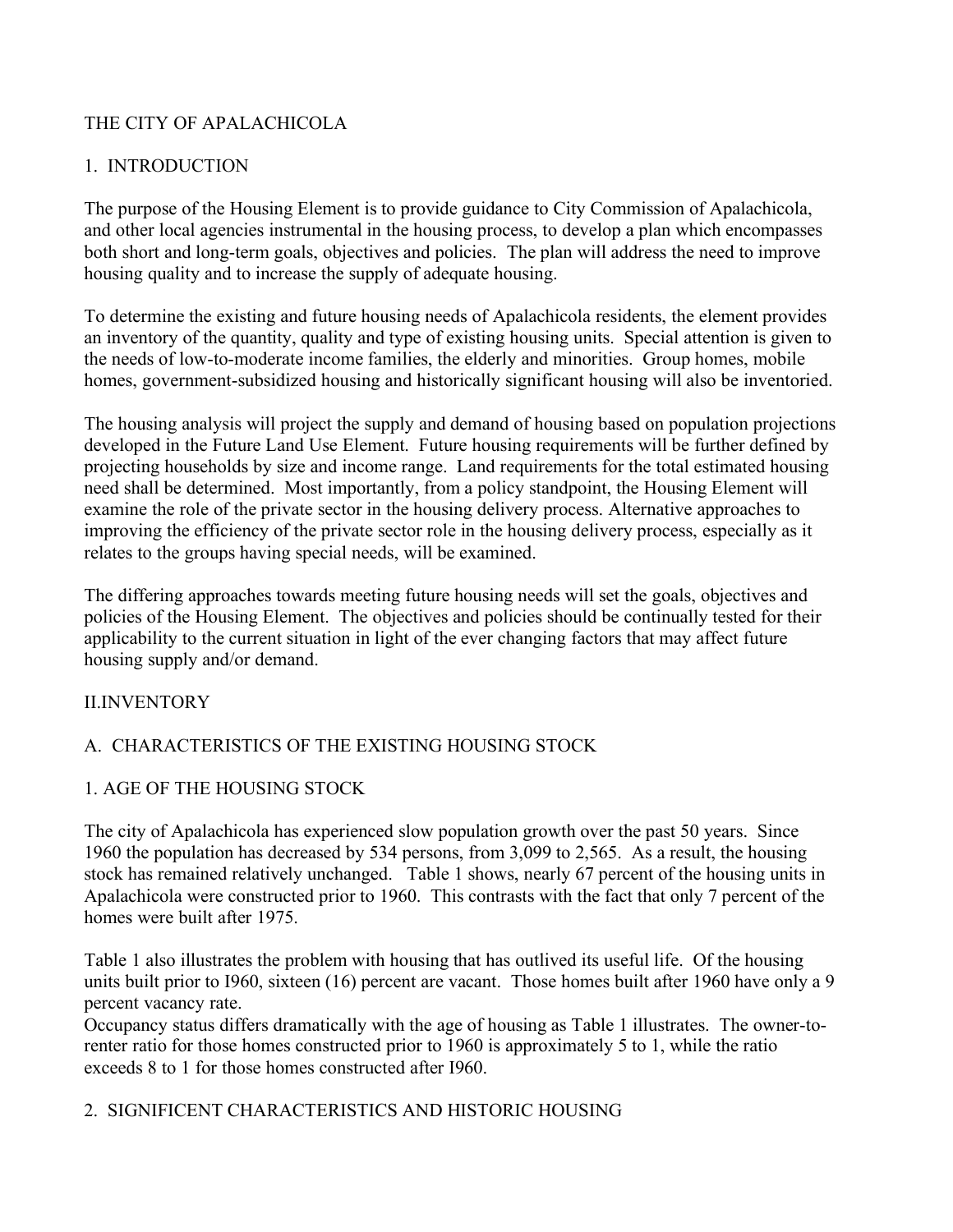THE CITY OF APALACHICOLA

## 1. INTRODUCTION

The purpose of the Housing Element is to provide guidance to City Commission of Apalachicola, and other local agencies instrumental in the housing process, to develop a plan which encompasses both short and long-term goals, objectives and policies. The plan will address the need to improve housing quality and to increase the supply of adequate housing.

To determine the existing and future housing needs of Apalachicola residents, the element provides an inventory of the quantity, quality and type of existing housing units. Special attention is given to the needs of low-to-moderate income families, the elderly and minorities. Group homes, mobile homes, government-subsidized housing and historically significant housing will also be inventoried.

The housing analysis will project the supply and demand of housing based on population projections developed in the Future Land Use Element. Future housing requirements will be further defined by projecting households by size and income range. Land requirements for the total estimated housing need shall be determined. Most importantly, from a policy standpoint, the Housing Element will examine the role of the private sector in the housing delivery process. Alternative approaches to improving the efficiency of the private sector role in the housing delivery process, especially as it relates to the groups having special needs, will be examined.

The differing approaches towards meeting future housing needs will set the goals, objectives and policies of the Housing Element. The objectives and policies should be continually tested for their applicability to the current situation in light of the ever changing factors that may affect future housing supply and/or demand.

## II.INVENTORY

### A. CHARACTERISTICS OF THE EXISTING HOUSING STOCK

#### 1. AGE OF THE HOUSING STOCK

The city of Apalachicola has experienced slow population growth over the past 50 years. Since 1960 the population has decreased by 534 persons, from 3,099 to 2,565. As a result, the housing stock has remained relatively unchanged. Table 1 shows, nearly 67 percent of the housing units in Apalachicola were constructed prior to 1960. This contrasts with the fact that only 7 percent of the homes were built after 1975.

Table 1 also illustrates the problem with housing that has outlived its useful life. Of the housing units built prior to I960, sixteen (16) percent are vacant. Those homes built after 1960 have only a 9 percent vacancy rate.
Occupancy status differs dramatically with the age of housing as Table 1 illustrates. The owner-to-renter ratio for those homes constructed prior to 1960 is approximately 5 to 1, while the ratio exceeds 8 to 1 for those homes constructed after I960.

#### 2. SIGNIFICENT CHARACTERISTICS AND HISTORIC HOUSING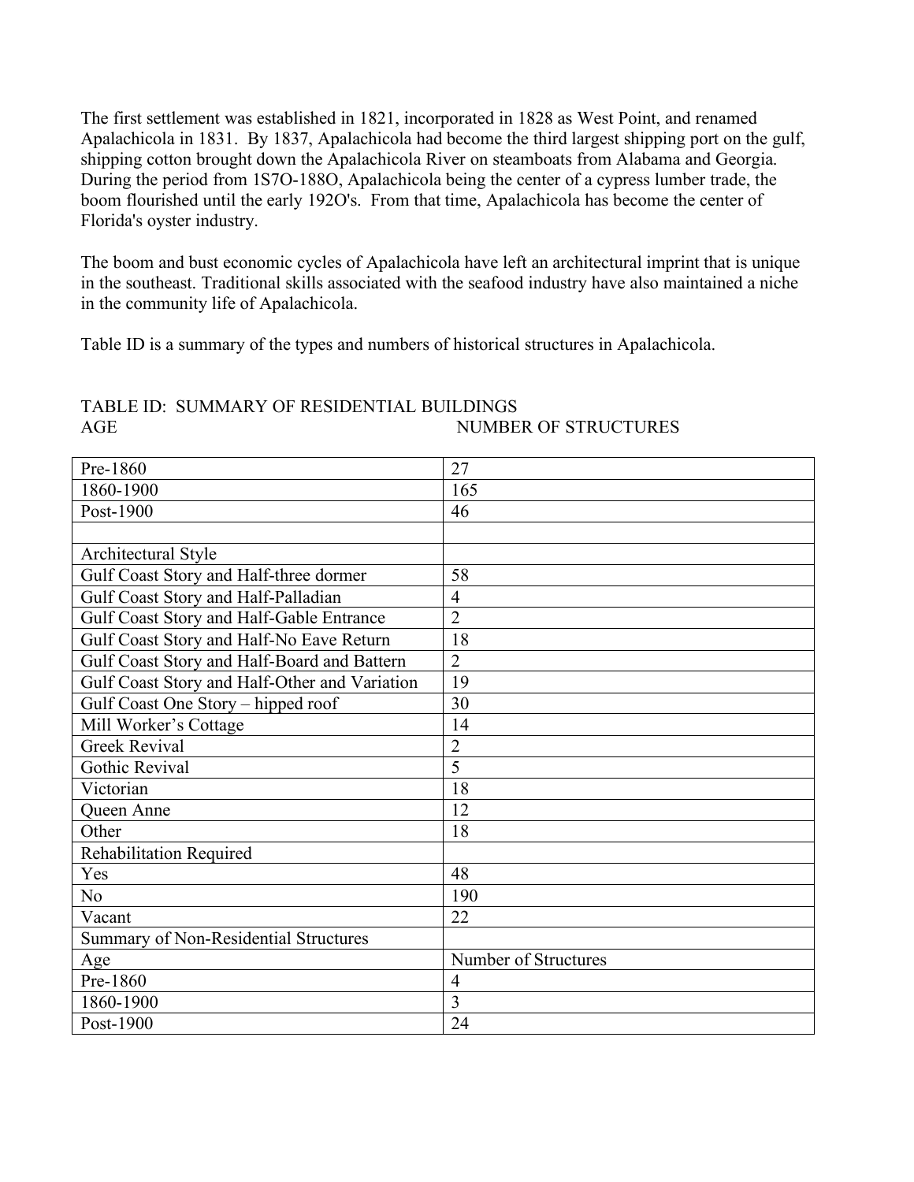The first settlement was established in 1821, incorporated in 1828 as West Point, and renamed Apalachicola in 1831. By 1837, Apalachicola had become the third largest shipping port on the gulf, shipping cotton brought down the Apalachicola River on steamboats from Alabama and Georgia. During the period from 1S7O-188O, Apalachicola being the center of a cypress lumber trade, the boom flourished until the early 192O's. From that time, Apalachicola has become the center of Florida's oyster industry.

The boom and bust economic cycles of Apalachicola have left an architectural imprint that is unique in the southeast. Traditional skills associated with the seafood industry have also maintained a niche in the community life of Apalachicola.

Table ID is a summary of the types and numbers of historical structures in Apalachicola.

TABLE ID: SUMMARY OF RESIDENTIAL BUILDINGS

| AGE | NUMBER OF STRUCTURES |
|---|---|
| Pre-1860 | 27 |
| 1860-1900 | 165 |
| Post-1900 | 46 |
| | |
| Architectural Style | |
| Gulf Coast Story and Half-three dormer | 58 |
| Gulf Coast Story and Half-Palladian | 4 |
| Gulf Coast Story and Half-Gable Entrance | 2 |
| Gulf Coast Story and Half-No Eave Return | 18 |
| Gulf Coast Story and Half-Board and Battern | 2 |
| Gulf Coast Story and Half-Other and Variation | 19 |
| Gulf Coast One Story – hipped roof | 30 |
| Mill Worker's Cottage | 14 |
| Greek Revival | 2 |
| Gothic Revival | 5 |
| Victorian | 18 |
| Queen Anne | 12 |
| Other | 18 |
| Rehabilitation Required | |
| Yes | 48 |
| No | 190 |
| Vacant | 22 |
| Summary of Non-Residential Structures | |
| Age | Number of Structures |
| Pre-1860 | 4 |
| 1860-1900 | 3 |
| Post-1900 | 24 |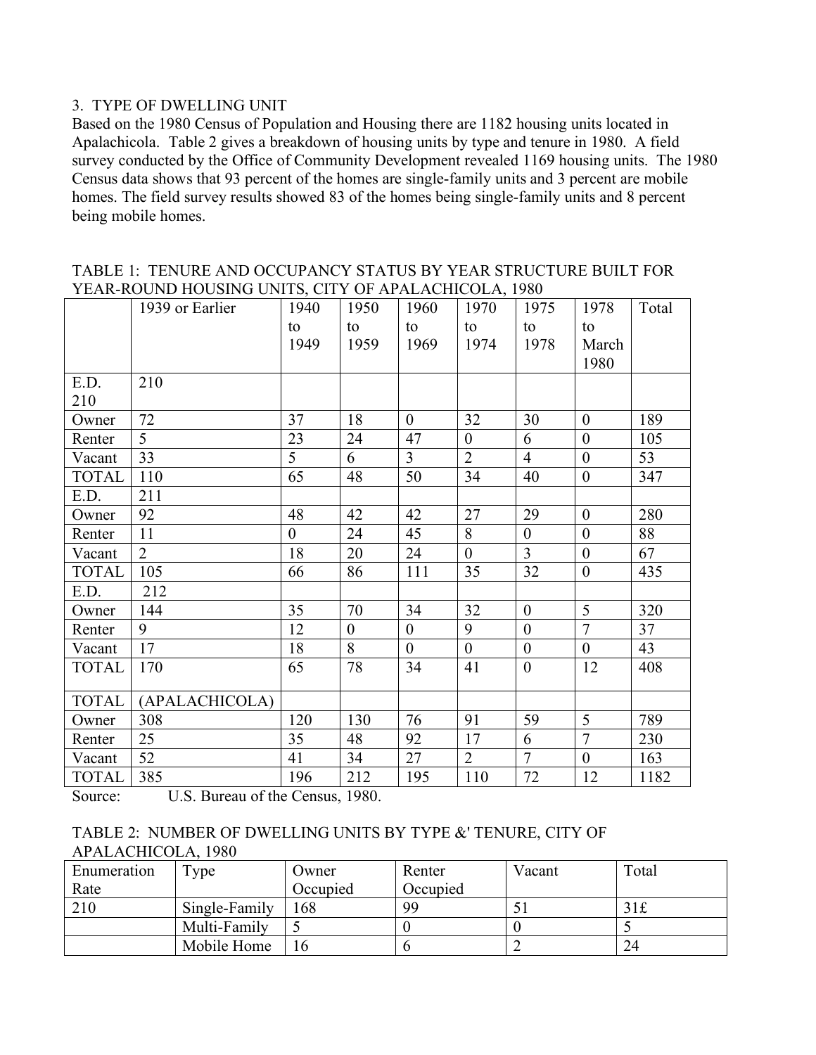3. TYPE OF DWELLING UNIT

Based on the 1980 Census of Population and Housing there are 1182 housing units located in Apalachicola. Table 2 gives a breakdown of housing units by type and tenure in 1980. A field survey conducted by the Office of Community Development revealed 1169 housing units. The 1980 Census data shows that 93 percent of the homes are single-family units and 3 percent are mobile homes. The field survey results showed 83 of the homes being single-family units and 8 percent being mobile homes.

TABLE 1: TENURE AND OCCUPANCY STATUS BY YEAR STRUCTURE BUILT FOR YEAR-ROUND HOUSING UNITS, CITY OF APALACHICOLA, 1980

| | 1939 or Earlier | 1940 to 1949 | 1950 to 1959 | 1960 to 1969 | 1970 to 1974 | 1975 to 1978 | 1978 to March 1980 | Total |
|---|---|---|---|---|---|---|---|---|
| E.D. 210 | 210 | | | | | | | |
| Owner | 72 | 37 | 18 | 0 | 32 | 30 | 0 | 189 |
| Renter | 5 | 23 | 24 | 47 | 0 | 6 | 0 | 105 |
| Vacant | 33 | 5 | 6 | 3 | 2 | 4 | 0 | 53 |
| TOTAL | 110 | 65 | 48 | 50 | 34 | 40 | 0 | 347 |
| E.D. | 211 | | | | | | | |
| Owner | 92 | 48 | 42 | 42 | 27 | 29 | 0 | 280 |
| Renter | 11 | 0 | 24 | 45 | 8 | 0 | 0 | 88 |
| Vacant | 2 | 18 | 20 | 24 | 0 | 3 | 0 | 67 |
| TOTAL | 105 | 66 | 86 | 111 | 35 | 32 | 0 | 435 |
| E.D. | 212 | | | | | | | |
| Owner | 144 | 35 | 70 | 34 | 32 | 0 | 5 | 320 |
| Renter | 9 | 12 | 0 | 0 | 9 | 0 | 7 | 37 |
| Vacant | 17 | 18 | 8 | 0 | 0 | 0 | 0 | 43 |
| TOTAL | 170 | 65 | 78 | 34 | 41 | 0 | 12 | 408 |
| TOTAL | (APALACHICOLA) | | | | | | | |
| Owner | 308 | 120 | 130 | 76 | 91 | 59 | 5 | 789 |
| Renter | 25 | 35 | 48 | 92 | 17 | 6 | 7 | 230 |
| Vacant | 52 | 41 | 34 | 27 | 2 | 7 | 0 | 163 |
| TOTAL | 385 | 196 | 212 | 195 | 110 | 72 | 12 | 1182 |

Source: U.S. Bureau of the Census, 1980.

TABLE 2: NUMBER OF DWELLING UNITS BY TYPE &' TENURE, CITY OF APALACHICOLA, 1980

| Enumeration Rate | Type | Owner Occupied | Renter Occupied | Vacant | Total |
|---|---|---|---|---|---|
| 210 | Single-Family | 168 | 99 | 51 | 31£ |
| | Multi-Family | 5 | 0 | 0 | 5 |
| | Mobile Home | 16 | 6 | 2 | 24 |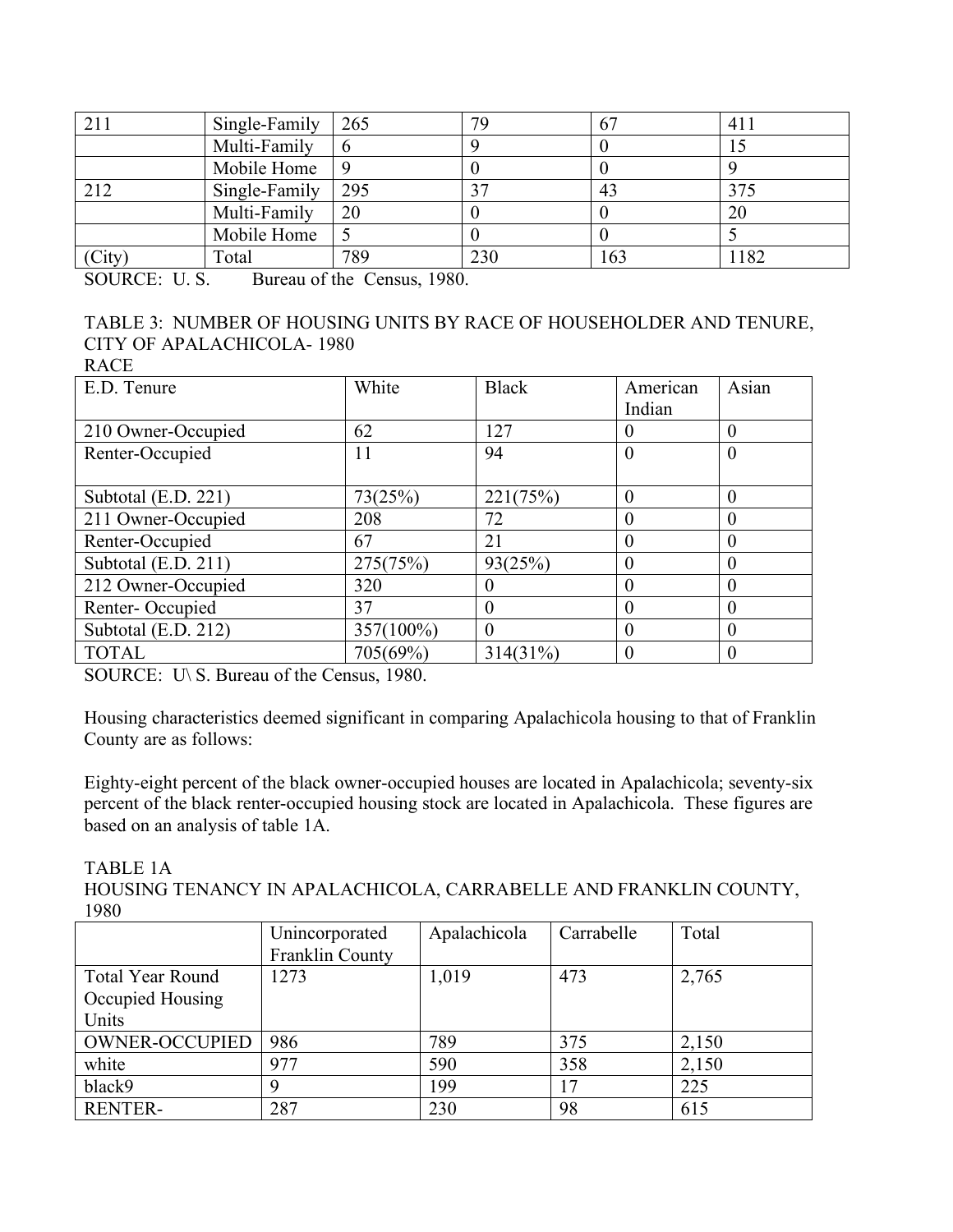| 211 | Single-Family | 265 | 79 | 67 | 411 |
|---|---|---|---|---|---|
| | Multi-Family | 6 | 9 | 0 | 15 |
| | Mobile Home | 9 | 0 | 0 | 9 |
| 212 | Single-Family | 295 | 37 | 43 | 375 |
| | Multi-Family | 20 | 0 | 0 | 20 |
| | Mobile Home | 5 | 0 | 0 | 5 |
| (City) | Total | 789 | 230 | 163 | 1182 |

SOURCE: U. S. Bureau of the Census, 1980.

TABLE 3: NUMBER OF HOUSING UNITS BY RACE OF HOUSEHOLDER AND TENURE, CITY OF APALACHICOLA- 1980

RACE

| E.D. Tenure | White | Black | American Indian | Asian |
|---|---|---|---|---|
| 210 Owner-Occupied | 62 | 127 | 0 | 0 |
| Renter-Occupied | 11 | 94 | 0 | 0 |
| Subtotal (E.D. 221) | 73(25%) | 221(75%) | 0 | 0 |
| 211 Owner-Occupied | 208 | 72 | 0 | 0 |
| Renter-Occupied | 67 | 21 | 0 | 0 |
| Subtotal (E.D. 211) | 275(75%) | 93(25%) | 0 | 0 |
| 212 Owner-Occupied | 320 | 0 | 0 | 0 |
| Renter- Occupied | 37 | 0 | 0 | 0 |
| Subtotal (E.D. 212) | 357(100%) | 0 | 0 | 0 |
| TOTAL | 705(69%) | 314(31%) | 0 | 0 |

SOURCE: U\ S. Bureau of the Census, 1980.

Housing characteristics deemed significant in comparing Apalachicola housing to that of Franklin County are as follows:

Eighty-eight percent of the black owner-occupied houses are located in Apalachicola; seventy-six percent of the black renter-occupied housing stock are located in Apalachicola. These figures are based on an analysis of table 1A.

TABLE 1A
HOUSING TENANCY IN APALACHICOLA, CARRABELLE AND FRANKLIN COUNTY, 1980

| | Unincorporated Franklin County | Apalachicola | Carrabelle | Total |
|---|---|---|---|---|
| Total Year Round Occupied Housing Units | 1273 | 1,019 | 473 | 2,765 |
| OWNER-OCCUPIED | 986 | 789 | 375 | 2,150 |
| white | 977 | 590 | 358 | 2,150 |
| black9 | 9 | 199 | 17 | 225 |
| RENTER- | 287 | 230 | 98 | 615 |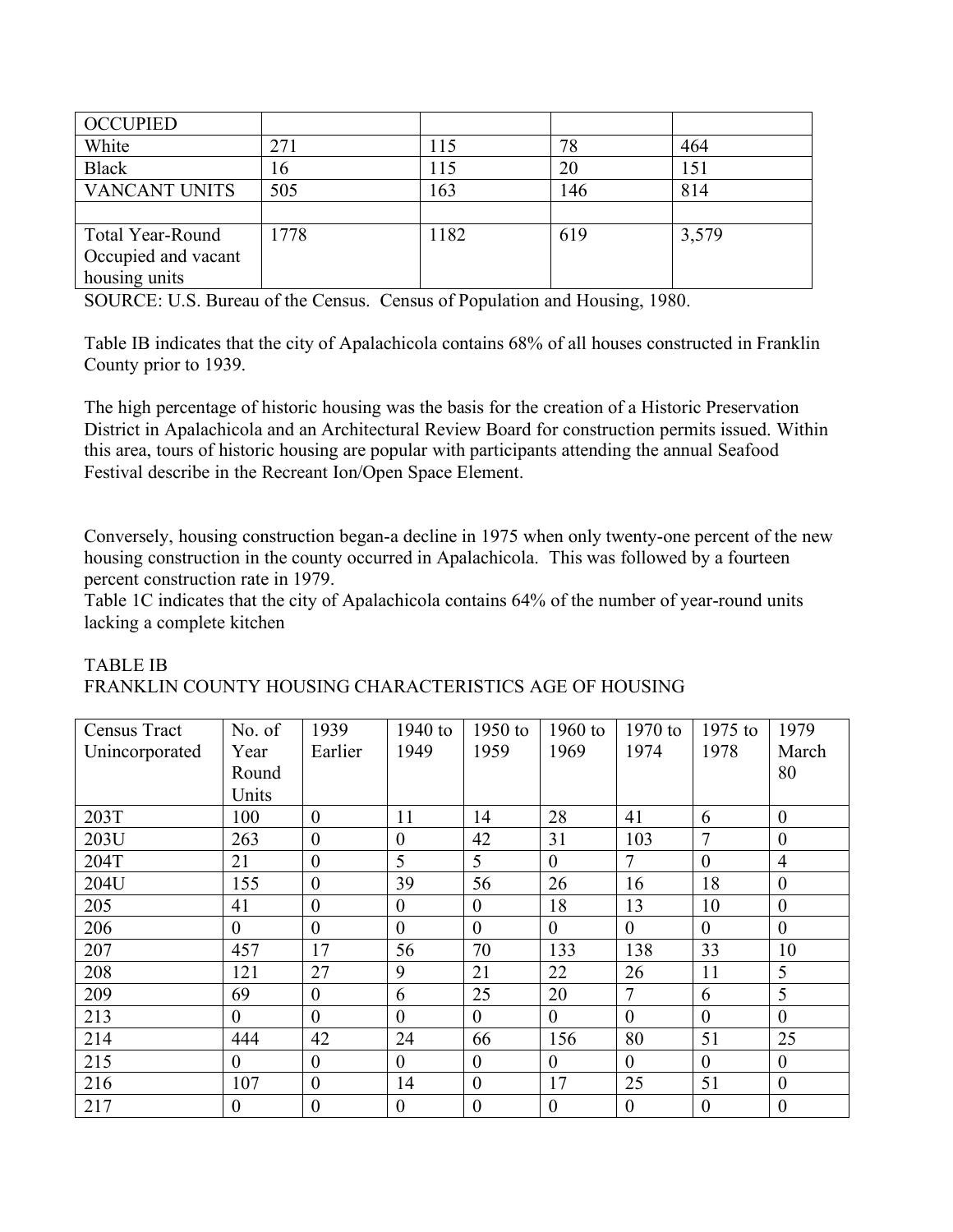| OCCUPIED | | | | |
|---|---|---|---|---|
| White | 271 | 115 | 78 | 464 |
| Black | 16 | 115 | 20 | 151 |
| VANCANT UNITS | 505 | 163 | 146 | 814 |
| | | | | |
| Total Year-Round Occupied and vacant housing units | 1778 | 1182 | 619 | 3,579 |

SOURCE: U.S. Bureau of the Census. Census of Population and Housing, 1980.

Table IB indicates that the city of Apalachicola contains 68% of all houses constructed in Franklin County prior to 1939.

The high percentage of historic housing was the basis for the creation of a Historic Preservation District in Apalachicola and an Architectural Review Board for construction permits issued. Within this area, tours of historic housing are popular with participants attending the annual Seafood Festival describe in the Recreant Ion/Open Space Element.

Conversely, housing construction began-a decline in 1975 when only twenty-one percent of the new housing construction in the county occurred in Apalachicola. This was followed by a fourteen percent construction rate in 1979.
Table 1C indicates that the city of Apalachicola contains 64% of the number of year-round units lacking a complete kitchen

TABLE IB
FRANKLIN COUNTY HOUSING CHARACTERISTICS AGE OF HOUSING

| Census Tract Unincorporated | No. of Year Round Units | 1939 Earlier | 1940 to 1949 | 1950 to 1959 | 1960 to 1969 | 1970 to 1974 | 1975 to 1978 | 1979 March 80 |
|---|---|---|---|---|---|---|---|---|
| 203T | 100 | 0 | 11 | 14 | 28 | 41 | 6 | 0 |
| 203U | 263 | 0 | 0 | 42 | 31 | 103 | 7 | 0 |
| 204T | 21 | 0 | 5 | 5 | 0 | 7 | 0 | 4 |
| 204U | 155 | 0 | 39 | 56 | 26 | 16 | 18 | 0 |
| 205 | 41 | 0 | 0 | 0 | 18 | 13 | 10 | 0 |
| 206 | 0 | 0 | 0 | 0 | 0 | 0 | 0 | 0 |
| 207 | 457 | 17 | 56 | 70 | 133 | 138 | 33 | 10 |
| 208 | 121 | 27 | 9 | 21 | 22 | 26 | 11 | 5 |
| 209 | 69 | 0 | 6 | 25 | 20 | 7 | 6 | 5 |
| 213 | 0 | 0 | 0 | 0 | 0 | 0 | 0 | 0 |
| 214 | 444 | 42 | 24 | 66 | 156 | 80 | 51 | 25 |
| 215 | 0 | 0 | 0 | 0 | 0 | 0 | 0 | 0 |
| 216 | 107 | 0 | 14 | 0 | 17 | 25 | 51 | 0 |
| 217 | 0 | 0 | 0 | 0 | 0 | 0 | 0 | 0 |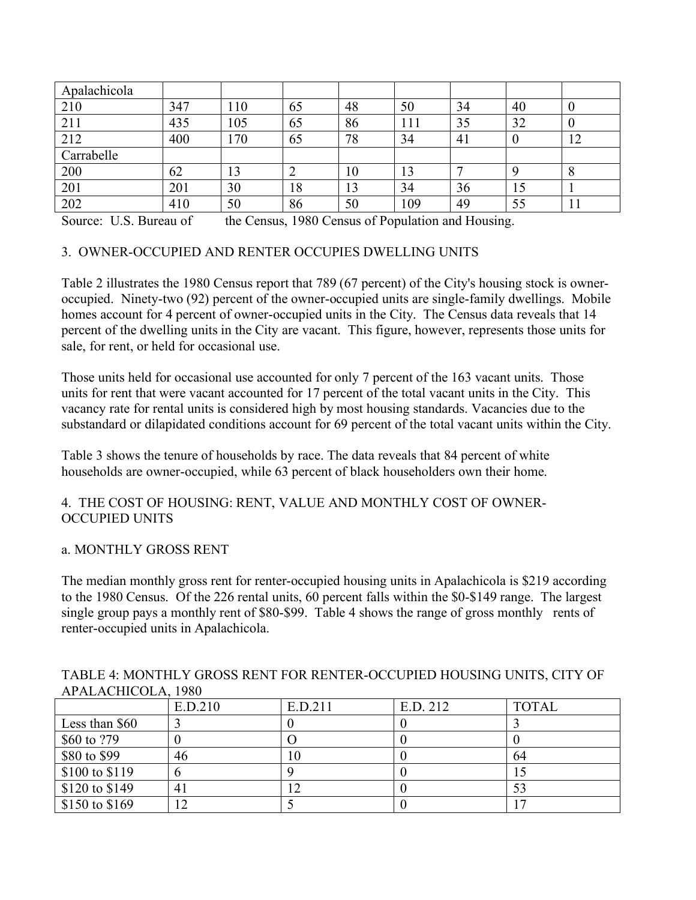| Apalachicola | | | | | | | | |
|---|---|---|---|---|---|---|---|---|
| 210 | 347 | 110 | 65 | 48 | 50 | 34 | 40 | 0 |
| 211 | 435 | 105 | 65 | 86 | 111 | 35 | 32 | 0 |
| 212 | 400 | 170 | 65 | 78 | 34 | 41 | 0 | 12 |
| Carrabelle | | | | | | | | |
| 200 | 62 | 13 | 2 | 10 | 13 | 7 | 9 | 8 |
| 201 | 201 | 30 | 18 | 13 | 34 | 36 | 15 | 1 |
| 202 | 410 | 50 | 86 | 50 | 109 | 49 | 55 | 11 |

Source: U.S. Bureau of the Census, 1980 Census of Population and Housing.

3. OWNER-OCCUPIED AND RENTER OCCUPIES DWELLING UNITS

Table 2 illustrates the 1980 Census report that 789 (67 percent) of the City's housing stock is owner-occupied. Ninety-two (92) percent of the owner-occupied units are single-family dwellings. Mobile homes account for 4 percent of owner-occupied units in the City. The Census data reveals that 14 percent of the dwelling units in the City are vacant. This figure, however, represents those units for sale, for rent, or held for occasional use.

Those units held for occasional use accounted for only 7 percent of the 163 vacant units. Those units for rent that were vacant accounted for 17 percent of the total vacant units in the City. This vacancy rate for rental units is considered high by most housing standards. Vacancies due to the substandard or dilapidated conditions account for 69 percent of the total vacant units within the City.

Table 3 shows the tenure of households by race. The data reveals that 84 percent of white households are owner-occupied, while 63 percent of black householders own their home.

4. THE COST OF HOUSING: RENT, VALUE AND MONTHLY COST OF OWNER-OCCUPIED UNITS

a. MONTHLY GROSS RENT

The median monthly gross rent for renter-occupied housing units in Apalachicola is $219 according to the 1980 Census. Of the 226 rental units, 60 percent falls within the $0-$149 range. The largest single group pays a monthly rent of $80-$99. Table 4 shows the range of gross monthly rents of renter-occupied units in Apalachicola.

TABLE 4: MONTHLY GROSS RENT FOR RENTER-OCCUPIED HOUSING UNITS, CITY OF APALACHICOLA, 1980

| | E.D.210 | E.D.211 | E.D. 212 | TOTAL |
|---|---|---|---|---|
| Less than $60 | 3 | 0 | 0 | 3 |
| $60 to ?79 | 0 | O | 0 | 0 |
| $80 to $99 | 46 | 10 | 0 | 64 |
| $100 to $119 | 6 | 9 | 0 | 15 |
| $120 to $149 | 41 | 12 | 0 | 53 |
| $150 to $169 | 12 | 5 | 0 | 17 |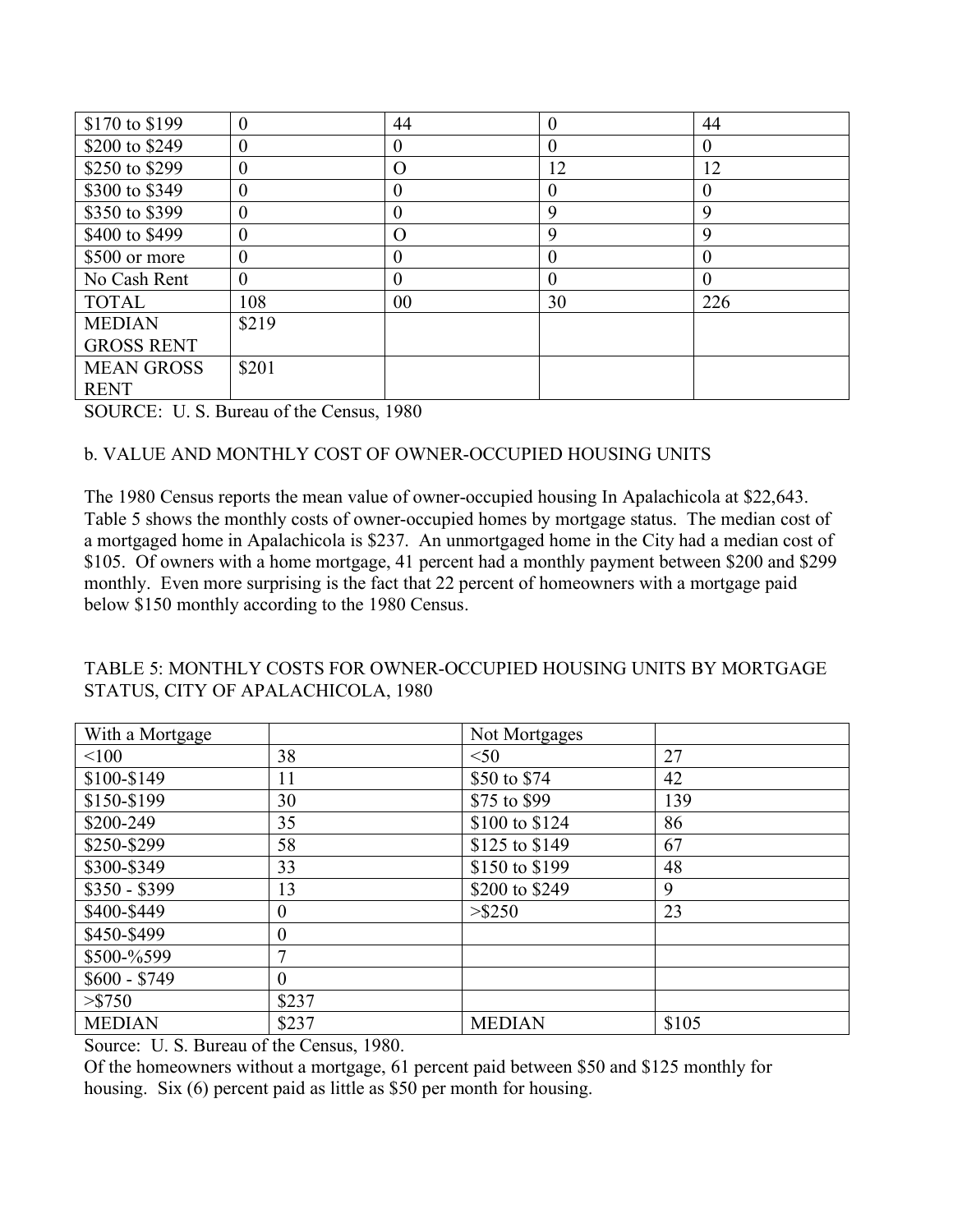| | | | | |
|---|---|---|---|---|
| $170 to $199 | 0 | 44 | 0 | 44 |
| $200 to $249 | 0 | 0 | 0 | 0 |
| $250 to $299 | 0 | O | 12 | 12 |
| $300 to $349 | 0 | 0 | 0 | 0 |
| $350 to $399 | 0 | 0 | 9 | 9 |
| $400 to $499 | 0 | O | 9 | 9 |
| $500 or more | 0 | 0 | 0 | 0 |
| No Cash Rent | 0 | 0 | 0 | 0 |
| TOTAL | 108 | 00 | 30 | 226 |
| MEDIAN GROSS RENT | $219 | | | |
| MEAN GROSS RENT | $201 | | | |

SOURCE: U. S. Bureau of the Census, 1980

b. VALUE AND MONTHLY COST OF OWNER-OCCUPIED HOUSING UNITS

The 1980 Census reports the mean value of owner-occupied housing In Apalachicola at $22,643. Table 5 shows the monthly costs of owner-occupied homes by mortgage status. The median cost of a mortgaged home in Apalachicola is $237. An unmortgaged home in the City had a median cost of $105. Of owners with a home mortgage, 41 percent had a monthly payment between $200 and $299 monthly. Even more surprising is the fact that 22 percent of homeowners with a mortgage paid below $150 monthly according to the 1980 Census.

TABLE 5: MONTHLY COSTS FOR OWNER-OCCUPIED HOUSING UNITS BY MORTGAGE STATUS, CITY OF APALACHICOLA, 1980

| With a Mortgage | | Not Mortgages | |
|---|---|---|---|
| <100 | 38 | <50 | 27 |
| $100-$149 | 11 | $50 to $74 | 42 |
| $150-$199 | 30 | $75 to $99 | 139 |
| $200-249 | 35 | $100 to $124 | 86 |
| $250-$299 | 58 | $125 to $149 | 67 |
| $300-$349 | 33 | $150 to $199 | 48 |
| $350 - $399 | 13 | $200 to $249 | 9 |
| $400-$449 | 0 | >$250 | 23 |
| $450-$499 | 0 | | |
| $500-%599 | 7 | | |
| $600 - $749 | 0 | | |
| >$750 | $237 | | |
| MEDIAN | $237 | MEDIAN | $105 |

Source: U. S. Bureau of the Census, 1980.

Of the homeowners without a mortgage, 61 percent paid between $50 and $125 monthly for housing. Six (6) percent paid as little as $50 per month for housing.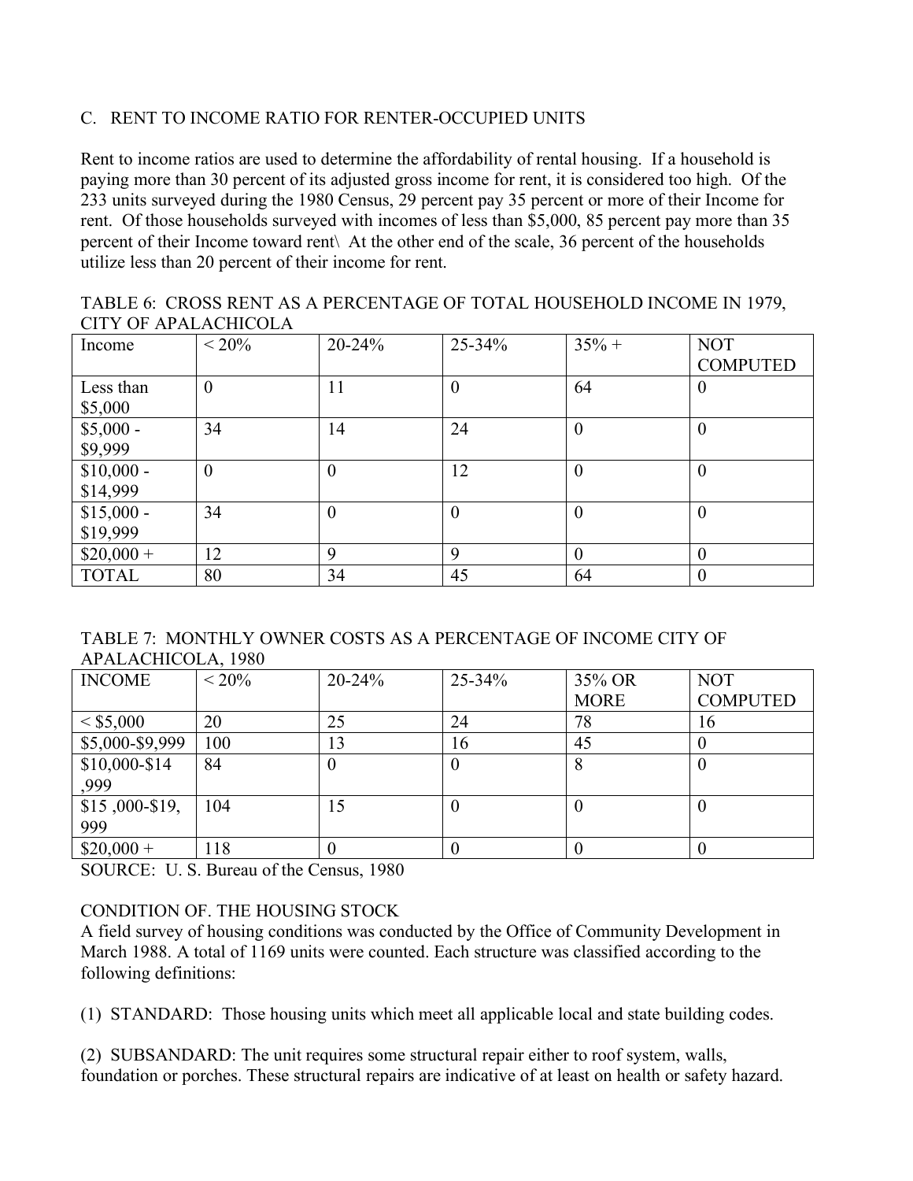## C. RENT TO INCOME RATIO FOR RENTER-OCCUPIED UNITS

Rent to income ratios are used to determine the affordability of rental housing. If a household is paying more than 30 percent of its adjusted gross income for rent, it is considered too high. Of the 233 units surveyed during the 1980 Census, 29 percent pay 35 percent or more of their Income for rent. Of those households surveyed with incomes of less than $5,000, 85 percent pay more than 35 percent of their Income toward rent\ At the other end of the scale, 36 percent of the households utilize less than 20 percent of their income for rent.

TABLE 6: CROSS RENT AS A PERCENTAGE OF TOTAL HOUSEHOLD INCOME IN 1979, CITY OF APALACHICOLA

| Income | < 20% | 20-24% | 25-34% | 35% + | NOT COMPUTED |
|---|---|---|---|---|---|
| Less than $5,000 | 0 | 11 | 0 | 64 | 0 |
| $5,000 - $9,999 | 34 | 14 | 24 | 0 | 0 |
| $10,000 - $14,999 | 0 | 0 | 12 | 0 | 0 |
| $15,000 - $19,999 | 34 | 0 | 0 | 0 | 0 |
| $20,000 + | 12 | 9 | 9 | 0 | 0 |
| TOTAL | 80 | 34 | 45 | 64 | 0 |

TABLE 7: MONTHLY OWNER COSTS AS A PERCENTAGE OF INCOME CITY OF APALACHICOLA, 1980

| INCOME | < 20% | 20-24% | 25-34% | 35% OR MORE | NOT COMPUTED |
|---|---|---|---|---|---|
| < $5,000 | 20 | 25 | 24 | 78 | 16 |
| $5,000-$9,999 | 100 | 13 | 16 | 45 | 0 |
| $10,000-$14 ,999 | 84 | 0 | 0 | 8 | 0 |
| $15 ,000-$19, 999 | 104 | 15 | 0 | 0 | 0 |
| $20,000 + | 118 | 0 | 0 | 0 | 0 |

SOURCE: U. S. Bureau of the Census, 1980

CONDITION OF. THE HOUSING STOCK

A field survey of housing conditions was conducted by the Office of Community Development in March 1988. A total of 1169 units were counted. Each structure was classified according to the following definitions:

(1) STANDARD: Those housing units which meet all applicable local and state building codes.

(2) SUBSANDARD: The unit requires some structural repair either to roof system, walls, foundation or porches. These structural repairs are indicative of at least on health or safety hazard.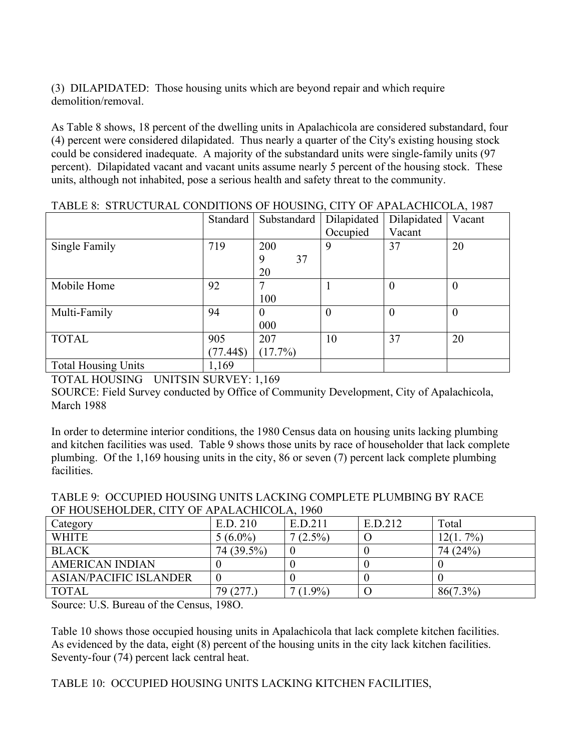(3) DILAPIDATED: Those housing units which are beyond repair and which require demolition/removal.

As Table 8 shows, 18 percent of the dwelling units in Apalachicola are considered substandard, four (4) percent were considered dilapidated. Thus nearly a quarter of the City's existing housing stock could be considered inadequate. A majority of the substandard units were single-family units (97 percent). Dilapidated vacant and vacant units assume nearly 5 percent of the housing stock. These units, although not inhabited, pose a serious health and safety threat to the community.

TABLE 8: STRUCTURAL CONDITIONS OF HOUSING, CITY OF APALACHICOLA, 1987

| | Standard | Substandard | Dilapidated Occupied | Dilapidated Vacant | Vacant |
|---|---|---|---|---|---|
| Single Family | 719 | 200 9 37 20 | 9 | 37 | 20 |
| Mobile Home | 92 | 7 100 | 1 | 0 | 0 |
| Multi-Family | 94 | 0 000 | 0 | 0 | 0 |
| TOTAL | 905 (77.44$) | 207 (17.7%) | 10 | 37 | 20 |
| Total Housing Units | 1,169 | | | | |

TOTAL HOUSING UNITSIN SURVEY: 1,169

SOURCE: Field Survey conducted by Office of Community Development, City of Apalachicola, March 1988

In order to determine interior conditions, the 1980 Census data on housing units lacking plumbing and kitchen facilities was used. Table 9 shows those units by race of householder that lack complete plumbing. Of the 1,169 housing units in the city, 86 or seven (7) percent lack complete plumbing facilities.

TABLE 9: OCCUPIED HOUSING UNITS LACKING COMPLETE PLUMBING BY RACE OF HOUSEHOLDER, CITY OF APALACHICOLA, 1960

| Category | E.D. 210 | E.D.211 | E.D.212 | Total |
|---|---|---|---|---|
| WHITE | 5 (6.0%) | 7 (2.5%) | O | 12(1. 7%) |
| BLACK | 74 (39.5%) | 0 | 0 | 74 (24%) |
| AMERICAN INDIAN | 0 | 0 | 0 | 0 |
| ASIAN/PACIFIC ISLANDER | 0 | 0 | 0 | 0 |
| TOTAL | 79 (277.) | 7 (1.9%) | O | 86(7.3%) |

Source: U.S. Bureau of the Census, 198O.

Table 10 shows those occupied housing units in Apalachicola that lack complete kitchen facilities. As evidenced by the data, eight (8) percent of the housing units in the city lack kitchen facilities. Seventy-four (74) percent lack central heat.

TABLE 10: OCCUPIED HOUSING UNITS LACKING KITCHEN FACILITIES,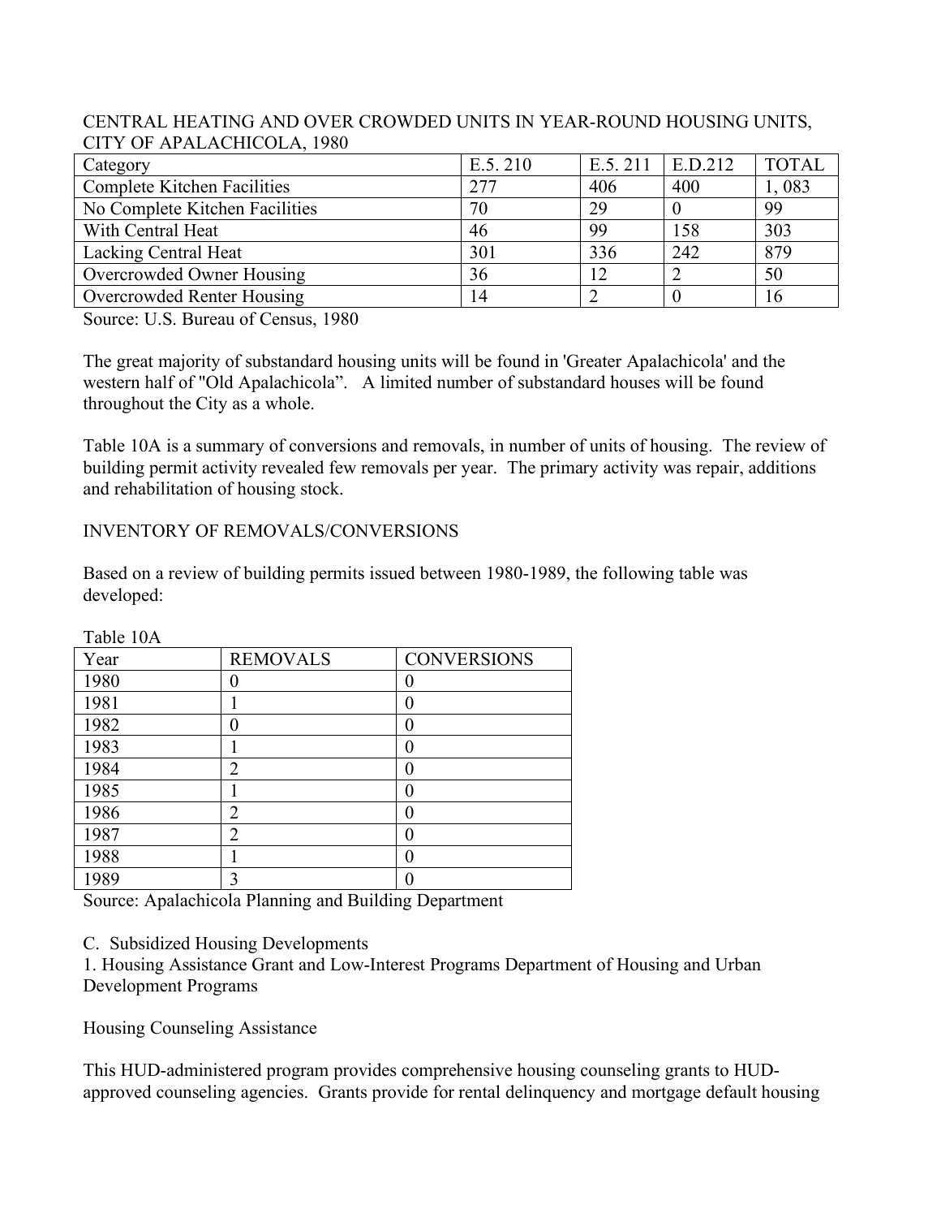CENTRAL HEATING AND OVER CROWDED UNITS IN YEAR-ROUND HOUSING UNITS, CITY OF APALACHICOLA, 1980

| Category | E.5. 210 | E.5. 211 | E.D.212 | TOTAL |
|---|---|---|---|---|
| Complete Kitchen Facilities | 277 | 406 | 400 | 1, 083 |
| No Complete Kitchen Facilities | 70 | 29 | 0 | 99 |
| With Central Heat | 46 | 99 | 158 | 303 |
| Lacking Central Heat | 301 | 336 | 242 | 879 |
| Overcrowded Owner Housing | 36 | 12 | 2 | 50 |
| Overcrowded Renter Housing | 14 | 2 | 0 | 16 |

Source: U.S. Bureau of Census, 1980

The great majority of substandard housing units will be found in 'Greater Apalachicola' and the western half of "Old Apalachicola". A limited number of substandard houses will be found throughout the City as a whole.

Table 10A is a summary of conversions and removals, in number of units of housing. The review of building permit activity revealed few removals per year. The primary activity was repair, additions and rehabilitation of housing stock.

INVENTORY OF REMOVALS/CONVERSIONS

Based on a review of building permits issued between 1980-1989, the following table was developed:

Table 10A

| Year | REMOVALS | CONVERSIONS |
|---|---|---|
| 1980 | 0 | 0 |
| 1981 | 1 | 0 |
| 1982 | 0 | 0 |
| 1983 | 1 | 0 |
| 1984 | 2 | 0 |
| 1985 | 1 | 0 |
| 1986 | 2 | 0 |
| 1987 | 2 | 0 |
| 1988 | 1 | 0 |
| 1989 | 3 | 0 |

Source: Apalachicola Planning and Building Department

C. Subsidized Housing Developments

1. Housing Assistance Grant and Low-Interest Programs Department of Housing and Urban Development Programs

Housing Counseling Assistance

This HUD-administered program provides comprehensive housing counseling grants to HUD-approved counseling agencies. Grants provide for rental delinquency and mortgage default housing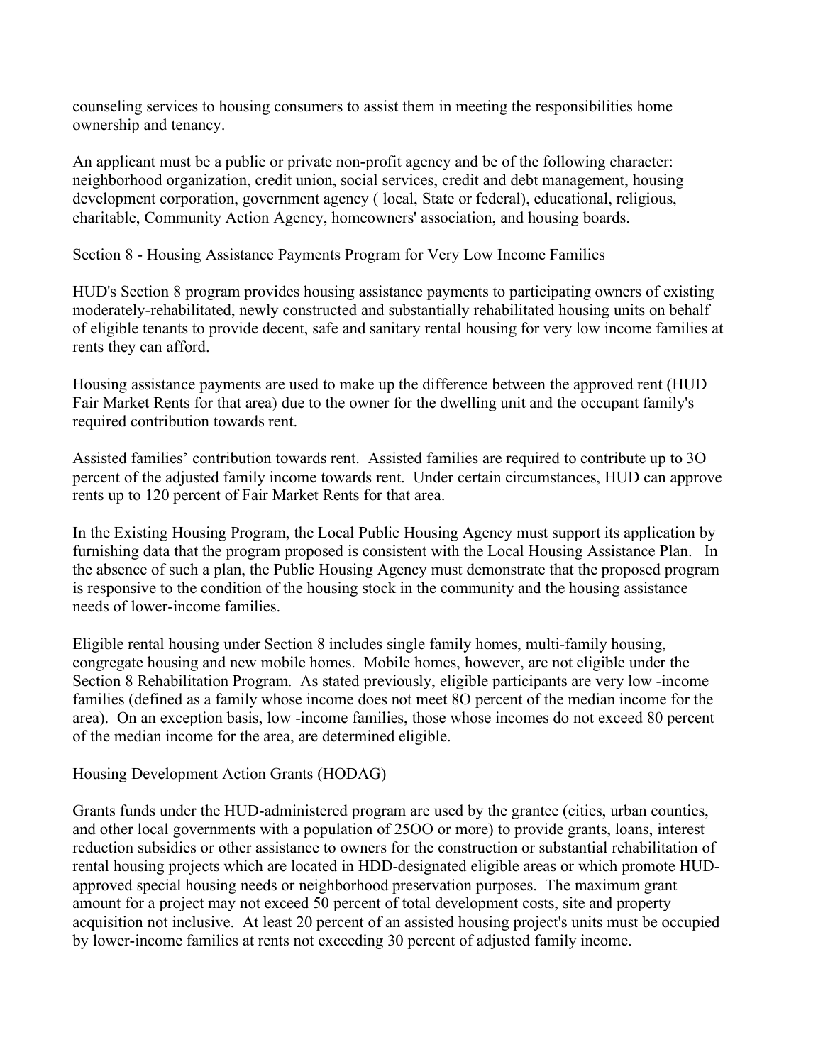counseling services to housing consumers to assist them in meeting the responsibilities home ownership and tenancy.

An applicant must be a public or private non-profit agency and be of the following character: neighborhood organization, credit union, social services, credit and debt management, housing development corporation, government agency ( local, State or federal), educational, religious, charitable, Community Action Agency, homeowners' association, and housing boards.

Section 8 - Housing Assistance Payments Program for Very Low Income Families

HUD's Section 8 program provides housing assistance payments to participating owners of existing moderately-rehabilitated, newly constructed and substantially rehabilitated housing units on behalf of eligible tenants to provide decent, safe and sanitary rental housing for very low income families at rents they can afford.

Housing assistance payments are used to make up the difference between the approved rent (HUD Fair Market Rents for that area) due to the owner for the dwelling unit and the occupant family's required contribution towards rent.

Assisted families' contribution towards rent. Assisted families are required to contribute up to 3O percent of the adjusted family income towards rent. Under certain circumstances, HUD can approve rents up to 120 percent of Fair Market Rents for that area.

In the Existing Housing Program, the Local Public Housing Agency must support its application by furnishing data that the program proposed is consistent with the Local Housing Assistance Plan. In the absence of such a plan, the Public Housing Agency must demonstrate that the proposed program is responsive to the condition of the housing stock in the community and the housing assistance needs of lower-income families.

Eligible rental housing under Section 8 includes single family homes, multi-family housing, congregate housing and new mobile homes. Mobile homes, however, are not eligible under the Section 8 Rehabilitation Program. As stated previously, eligible participants are very low -income families (defined as a family whose income does not meet 8O percent of the median income for the area). On an exception basis, low -income families, those whose incomes do not exceed 80 percent of the median income for the area, are determined eligible.

Housing Development Action Grants (HODAG)

Grants funds under the HUD-administered program are used by the grantee (cities, urban counties, and other local governments with a population of 25OO or more) to provide grants, loans, interest reduction subsidies or other assistance to owners for the construction or substantial rehabilitation of rental housing projects which are located in HDD-designated eligible areas or which promote HUD-approved special housing needs or neighborhood preservation purposes. The maximum grant amount for a project may not exceed 50 percent of total development costs, site and property acquisition not inclusive. At least 20 percent of an assisted housing project's units must be occupied by lower-income families at rents not exceeding 30 percent of adjusted family income.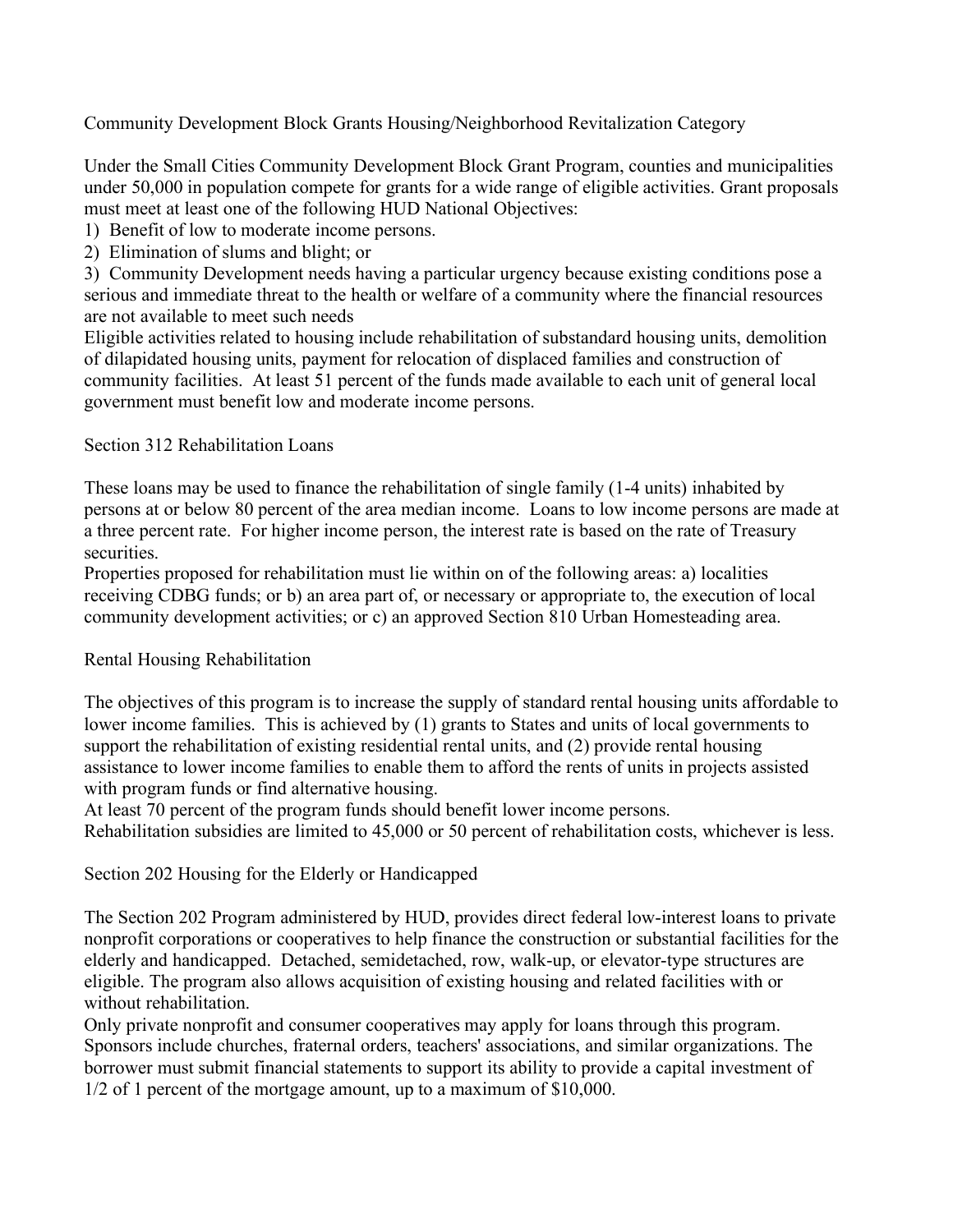## Community Development Block Grants Housing/Neighborhood Revitalization Category

Under the Small Cities Community Development Block Grant Program, counties and municipalities under 50,000 in population compete for grants for a wide range of eligible activities. Grant proposals must meet at least one of the following HUD National Objectives:

1) Benefit of low to moderate income persons.
2) Elimination of slums and blight; or
3) Community Development needs having a particular urgency because existing conditions pose a serious and immediate threat to the health or welfare of a community where the financial resources are not available to meet such needs

Eligible activities related to housing include rehabilitation of substandard housing units, demolition of dilapidated housing units, payment for relocation of displaced families and construction of community facilities. At least 51 percent of the funds made available to each unit of general local government must benefit low and moderate income persons.

## Section 312 Rehabilitation Loans

These loans may be used to finance the rehabilitation of single family (1-4 units) inhabited by persons at or below 80 percent of the area median income. Loans to low income persons are made at a three percent rate. For higher income person, the interest rate is based on the rate of Treasury securities.

Properties proposed for rehabilitation must lie within on of the following areas: a) localities receiving CDBG funds; or b) an area part of, or necessary or appropriate to, the execution of local community development activities; or c) an approved Section 810 Urban Homesteading area.

## Rental Housing Rehabilitation

The objectives of this program is to increase the supply of standard rental housing units affordable to lower income families. This is achieved by (1) grants to States and units of local governments to support the rehabilitation of existing residential rental units, and (2) provide rental housing assistance to lower income families to enable them to afford the rents of units in projects assisted with program funds or find alternative housing.

At least 70 percent of the program funds should benefit lower income persons.

Rehabilitation subsidies are limited to 45,000 or 50 percent of rehabilitation costs, whichever is less.

## Section 202 Housing for the Elderly or Handicapped

The Section 202 Program administered by HUD, provides direct federal low-interest loans to private nonprofit corporations or cooperatives to help finance the construction or substantial facilities for the elderly and handicapped. Detached, semidetached, row, walk-up, or elevator-type structures are eligible. The program also allows acquisition of existing housing and related facilities with or without rehabilitation.

Only private nonprofit and consumer cooperatives may apply for loans through this program. Sponsors include churches, fraternal orders, teachers' associations, and similar organizations. The borrower must submit financial statements to support its ability to provide a capital investment of 1/2 of 1 percent of the mortgage amount, up to a maximum of $10,000.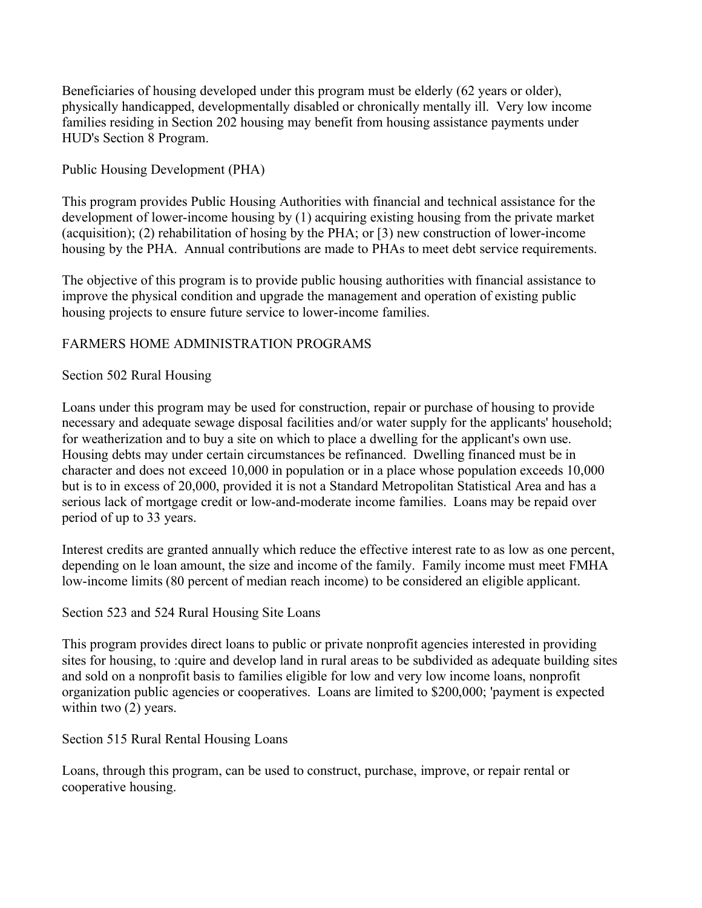Beneficiaries of housing developed under this program must be elderly (62 years or older), physically handicapped, developmentally disabled or chronically mentally ill. Very low income families residing in Section 202 housing may benefit from housing assistance payments under HUD's Section 8 Program.

Public Housing Development (PHA)

This program provides Public Housing Authorities with financial and technical assistance for the development of lower-income housing by (1) acquiring existing housing from the private market (acquisition); (2) rehabilitation of hosing by the PHA; or [3) new construction of lower-income housing by the PHA. Annual contributions are made to PHAs to meet debt service requirements.

The objective of this program is to provide public housing authorities with financial assistance to improve the physical condition and upgrade the management and operation of existing public housing projects to ensure future service to lower-income families.

FARMERS HOME ADMINISTRATION PROGRAMS

Section 502 Rural Housing

Loans under this program may be used for construction, repair or purchase of housing to provide necessary and adequate sewage disposal facilities and/or water supply for the applicants' household; for weatherization and to buy a site on which to place a dwelling for the applicant's own use. Housing debts may under certain circumstances be refinanced. Dwelling financed must be in character and does not exceed 10,000 in population or in a place whose population exceeds 10,000 but is to in excess of 20,000, provided it is not a Standard Metropolitan Statistical Area and has a serious lack of mortgage credit or low-and-moderate income families. Loans may be repaid over period of up to 33 years.

Interest credits are granted annually which reduce the effective interest rate to as low as one percent, depending on le loan amount, the size and income of the family. Family income must meet FMHA low-income limits (80 percent of median reach income) to be considered an eligible applicant.

Section 523 and 524 Rural Housing Site Loans

This program provides direct loans to public or private nonprofit agencies interested in providing sites for housing, to :quire and develop land in rural areas to be subdivided as adequate building sites and sold on a nonprofit basis to families eligible for low and very low income loans, nonprofit organization public agencies or cooperatives. Loans are limited to $200,000; 'payment is expected within two (2) years.

Section 515 Rural Rental Housing Loans

Loans, through this program, can be used to construct, purchase, improve, or repair rental or cooperative housing.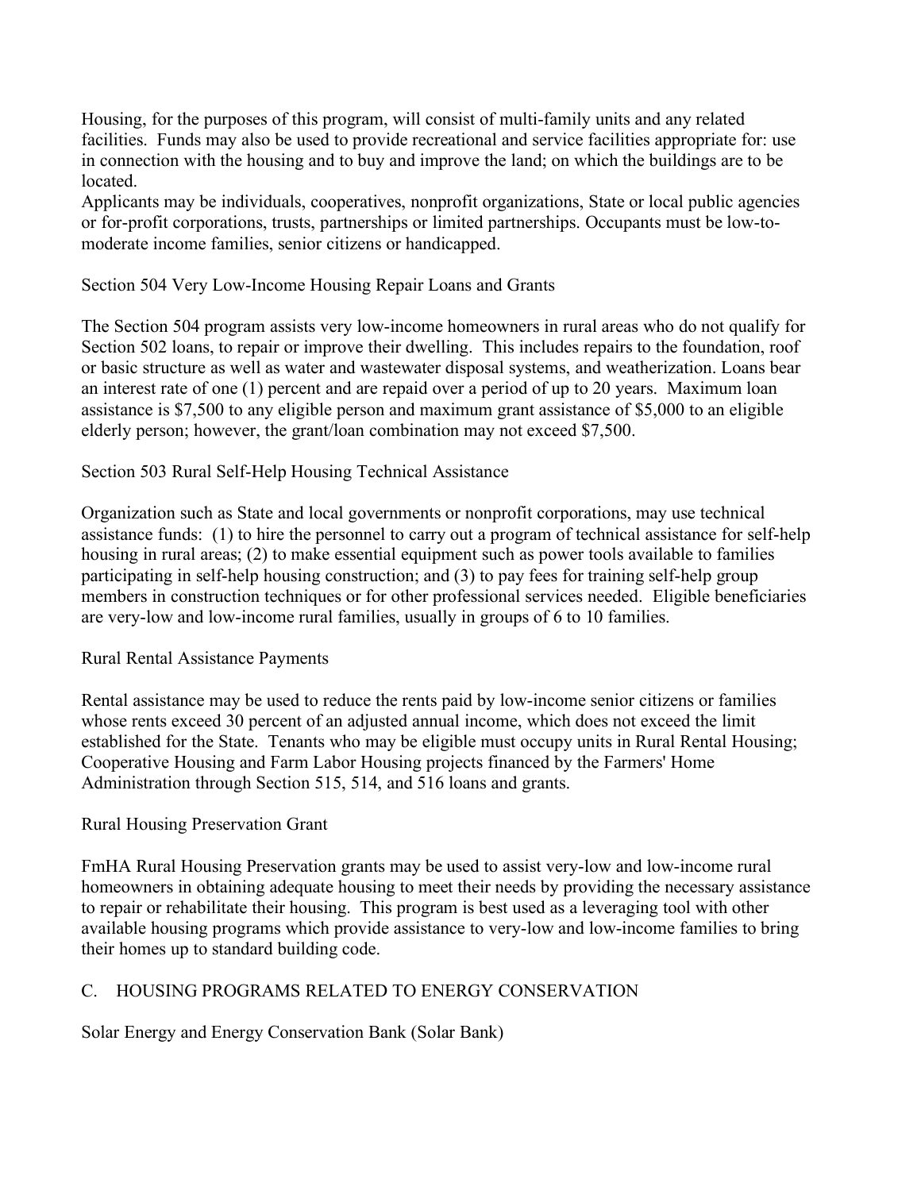Housing, for the purposes of this program, will consist of multi-family units and any related facilities. Funds may also be used to provide recreational and service facilities appropriate for: use in connection with the housing and to buy and improve the land; on which the buildings are to be located.

Applicants may be individuals, cooperatives, nonprofit organizations, State or local public agencies or for-profit corporations, trusts, partnerships or limited partnerships. Occupants must be low-to-moderate income families, senior citizens or handicapped.

Section 504 Very Low-Income Housing Repair Loans and Grants

The Section 504 program assists very low-income homeowners in rural areas who do not qualify for Section 502 loans, to repair or improve their dwelling. This includes repairs to the foundation, roof or basic structure as well as water and wastewater disposal systems, and weatherization. Loans bear an interest rate of one (1) percent and are repaid over a period of up to 20 years. Maximum loan assistance is $7,500 to any eligible person and maximum grant assistance of $5,000 to an eligible elderly person; however, the grant/loan combination may not exceed $7,500.

Section 503 Rural Self-Help Housing Technical Assistance

Organization such as State and local governments or nonprofit corporations, may use technical assistance funds: (1) to hire the personnel to carry out a program of technical assistance for self-help housing in rural areas; (2) to make essential equipment such as power tools available to families participating in self-help housing construction; and (3) to pay fees for training self-help group members in construction techniques or for other professional services needed. Eligible beneficiaries are very-low and low-income rural families, usually in groups of 6 to 10 families.

Rural Rental Assistance Payments

Rental assistance may be used to reduce the rents paid by low-income senior citizens or families whose rents exceed 30 percent of an adjusted annual income, which does not exceed the limit established for the State. Tenants who may be eligible must occupy units in Rural Rental Housing; Cooperative Housing and Farm Labor Housing projects financed by the Farmers' Home Administration through Section 515, 514, and 516 loans and grants.

Rural Housing Preservation Grant

FmHA Rural Housing Preservation grants may be used to assist very-low and low-income rural homeowners in obtaining adequate housing to meet their needs by providing the necessary assistance to repair or rehabilitate their housing. This program is best used as a leveraging tool with other available housing programs which provide assistance to very-low and low-income families to bring their homes up to standard building code.

## C. HOUSING PROGRAMS RELATED TO ENERGY CONSERVATION

Solar Energy and Energy Conservation Bank (Solar Bank)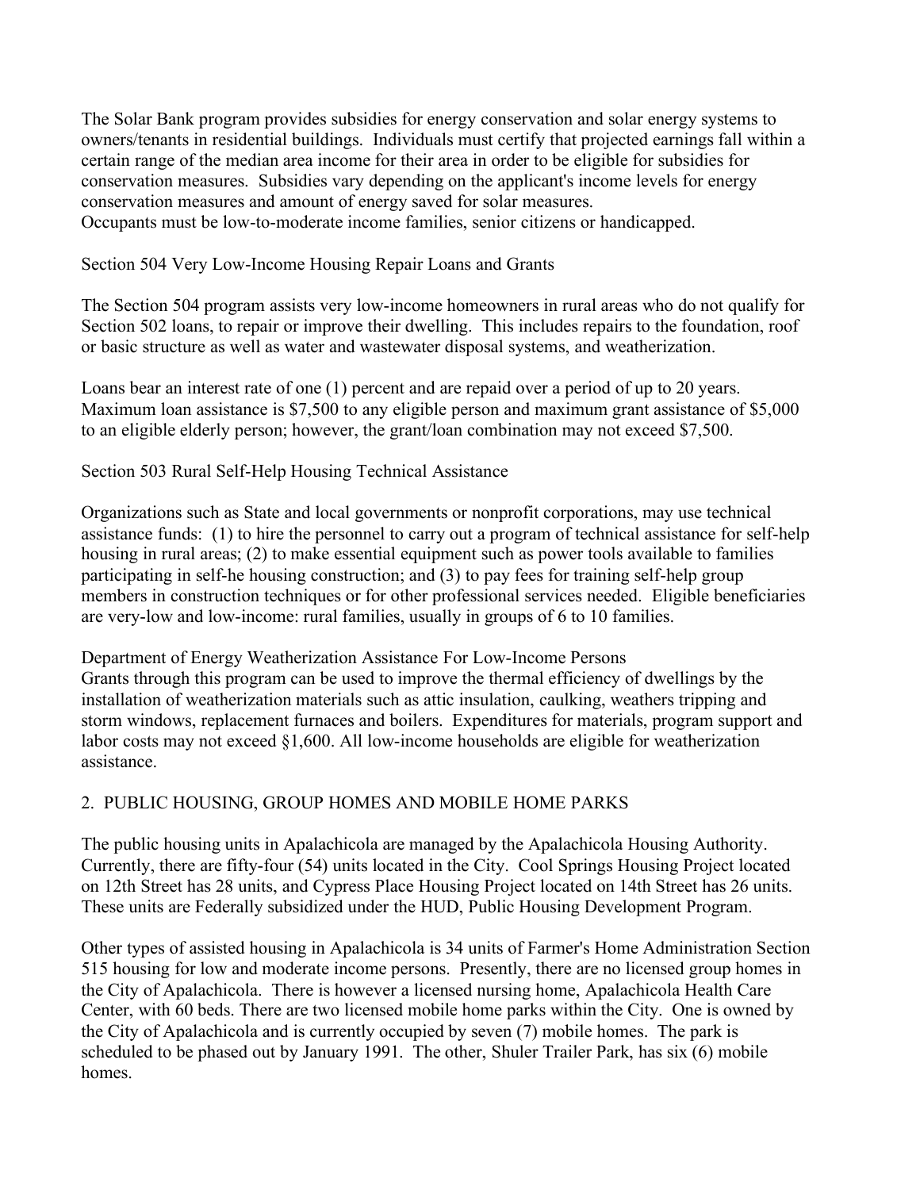The Solar Bank program provides subsidies for energy conservation and solar energy systems to owners/tenants in residential buildings. Individuals must certify that projected earnings fall within a certain range of the median area income for their area in order to be eligible for subsidies for conservation measures. Subsidies vary depending on the applicant's income levels for energy conservation measures and amount of energy saved for solar measures.
Occupants must be low-to-moderate income families, senior citizens or handicapped.

Section 504 Very Low-Income Housing Repair Loans and Grants

The Section 504 program assists very low-income homeowners in rural areas who do not qualify for Section 502 loans, to repair or improve their dwelling. This includes repairs to the foundation, roof or basic structure as well as water and wastewater disposal systems, and weatherization.

Loans bear an interest rate of one (1) percent and are repaid over a period of up to 20 years. Maximum loan assistance is $7,500 to any eligible person and maximum grant assistance of $5,000 to an eligible elderly person; however, the grant/loan combination may not exceed $7,500.

Section 503 Rural Self-Help Housing Technical Assistance

Organizations such as State and local governments or nonprofit corporations, may use technical assistance funds: (1) to hire the personnel to carry out a program of technical assistance for self-help housing in rural areas; (2) to make essential equipment such as power tools available to families participating in self-he housing construction; and (3) to pay fees for training self-help group members in construction techniques or for other professional services needed. Eligible beneficiaries are very-low and low-income: rural families, usually in groups of 6 to 10 families.

Department of Energy Weatherization Assistance For Low-Income Persons
Grants through this program can be used to improve the thermal efficiency of dwellings by the installation of weatherization materials such as attic insulation, caulking, weathers tripping and storm windows, replacement furnaces and boilers. Expenditures for materials, program support and labor costs may not exceed §1,600. All low-income households are eligible for weatherization assistance.

## 2. PUBLIC HOUSING, GROUP HOMES AND MOBILE HOME PARKS

The public housing units in Apalachicola are managed by the Apalachicola Housing Authority. Currently, there are fifty-four (54) units located in the City. Cool Springs Housing Project located on 12th Street has 28 units, and Cypress Place Housing Project located on 14th Street has 26 units. These units are Federally subsidized under the HUD, Public Housing Development Program.

Other types of assisted housing in Apalachicola is 34 units of Farmer's Home Administration Section 515 housing for low and moderate income persons. Presently, there are no licensed group homes in the City of Apalachicola. There is however a licensed nursing home, Apalachicola Health Care Center, with 60 beds. There are two licensed mobile home parks within the City. One is owned by the City of Apalachicola and is currently occupied by seven (7) mobile homes. The park is scheduled to be phased out by January 1991. The other, Shuler Trailer Park, has six (6) mobile homes.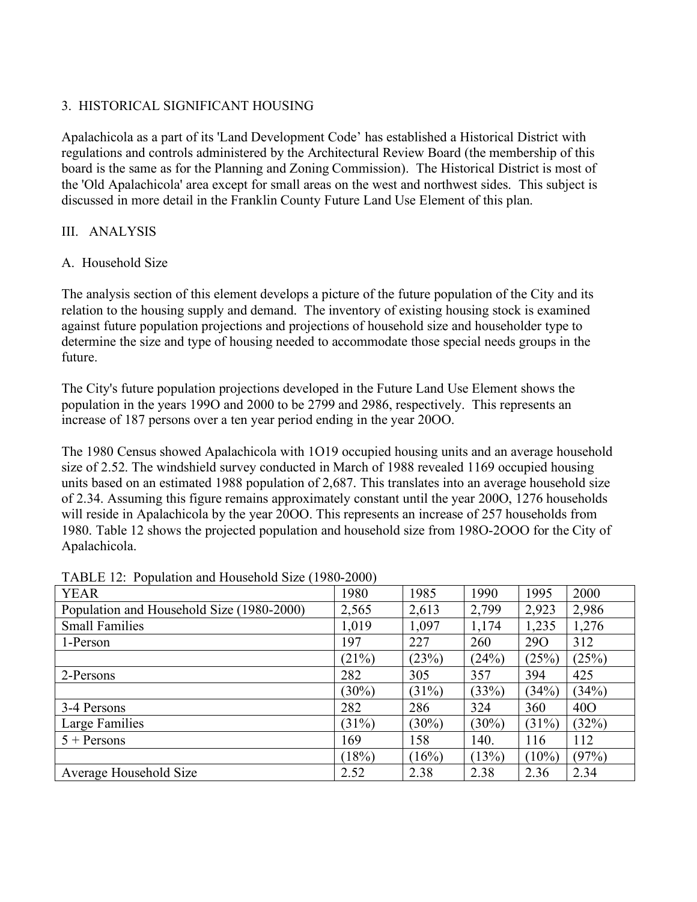3. HISTORICAL SIGNIFICANT HOUSING

Apalachicola as a part of its 'Land Development Code' has established a Historical District with regulations and controls administered by the Architectural Review Board (the membership of this board is the same as for the Planning and Zoning Commission). The Historical District is most of the 'Old Apalachicola' area except for small areas on the west and northwest sides. This subject is discussed in more detail in the Franklin County Future Land Use Element of this plan.

III. ANALYSIS

A. Household Size

The analysis section of this element develops a picture of the future population of the City and its relation to the housing supply and demand. The inventory of existing housing stock is examined against future population projections and projections of household size and householder type to determine the size and type of housing needed to accommodate those special needs groups in the future.

The City's future population projections developed in the Future Land Use Element shows the population in the years 199O and 2000 to be 2799 and 2986, respectively. This represents an increase of 187 persons over a ten year period ending in the year 20OO.

The 1980 Census showed Apalachicola with 1O19 occupied housing units and an average household size of 2.52. The windshield survey conducted in March of 1988 revealed 1169 occupied housing units based on an estimated 1988 population of 2,687. This translates into an average household size of 2.34. Assuming this figure remains approximately constant until the year 200O, 1276 households will reside in Apalachicola by the year 20OO. This represents an increase of 257 households from 1980. Table 12 shows the projected population and household size from 198O-2OOO for the City of Apalachicola.

TABLE 12: Population and Household Size (1980-2000)

| YEAR | 1980 | 1985 | 1990 | 1995 | 2000 |
|---|---|---|---|---|---|
| Population and Household Size (1980-2000) | 2,565 | 2,613 | 2,799 | 2,923 | 2,986 |
| Small Families | 1,019 | 1,097 | 1,174 | 1,235 | 1,276 |
| 1-Person | 197 | 227 | 260 | 29O | 312 |
| | (21%) | (23%) | (24%) | (25%) | (25%) |
| 2-Persons | 282 | 305 | 357 | 394 | 425 |
| | (30%) | (31%) | (33%) | (34%) | (34%) |
| 3-4 Persons | 282 | 286 | 324 | 360 | 40O |
| Large Families | (31%) | (30%) | (30%) | (31%) | (32%) |
| 5 + Persons | 169 | 158 | 140. | 116 | 112 |
| | (18%) | (16%) | (13%) | (10%) | (97%) |
| Average Household Size | 2.52 | 2.38 | 2.38 | 2.36 | 2.34 |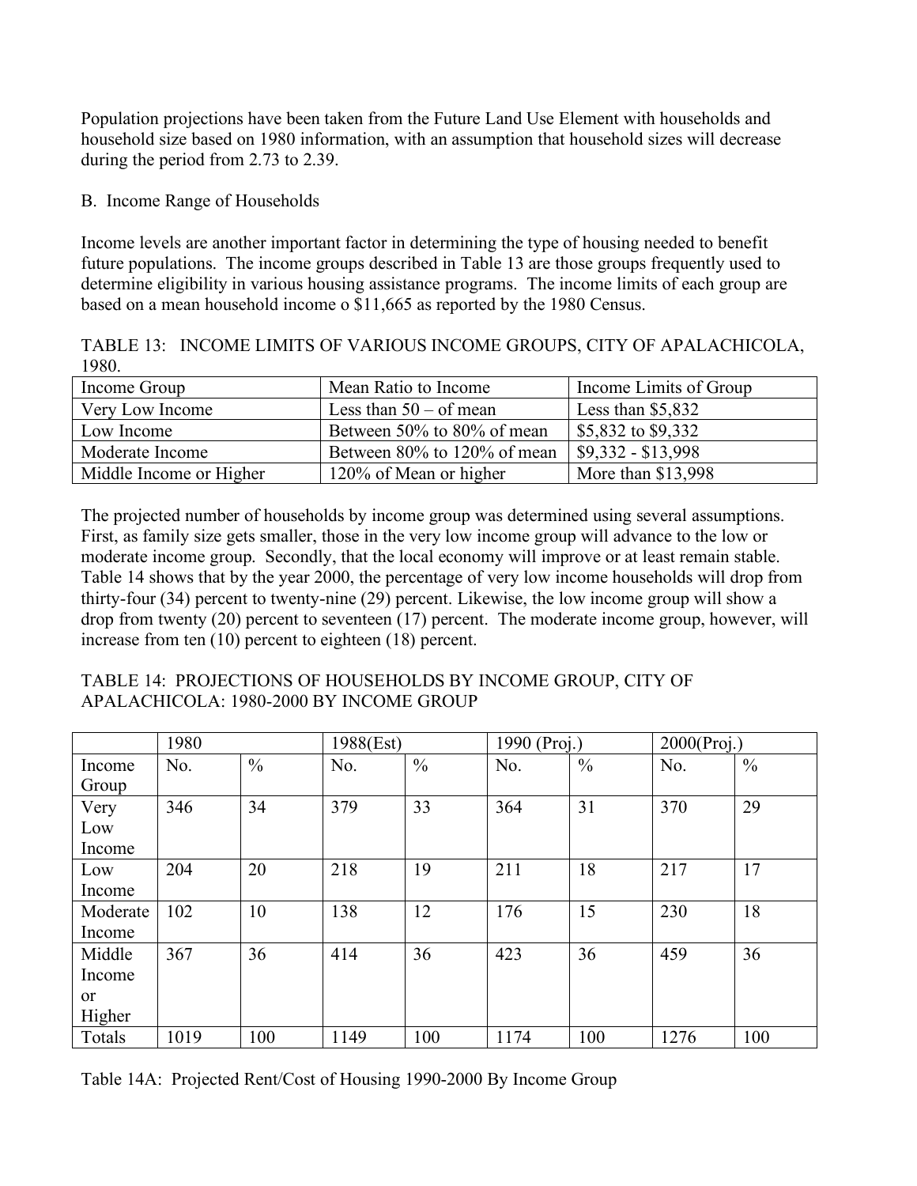Population projections have been taken from the Future Land Use Element with households and household size based on 1980 information, with an assumption that household sizes will decrease during the period from 2.73 to 2.39.

B. Income Range of Households

Income levels are another important factor in determining the type of housing needed to benefit future populations. The income groups described in Table 13 are those groups frequently used to determine eligibility in various housing assistance programs. The income limits of each group are based on a mean household income o $11,665 as reported by the 1980 Census.

TABLE 13: INCOME LIMITS OF VARIOUS INCOME GROUPS, CITY OF APALACHICOLA, 1980.

| Income Group | Mean Ratio to Income | Income Limits of Group |
|---|---|---|
| Very Low Income | Less than 50 – of mean | Less than $5,832 |
| Low Income | Between 50% to 80% of mean | $5,832 to $9,332 |
| Moderate Income | Between 80% to 120% of mean | $9,332 - $13,998 |
| Middle Income or Higher | 120% of Mean or higher | More than $13,998 |

The projected number of households by income group was determined using several assumptions. First, as family size gets smaller, those in the very low income group will advance to the low or moderate income group. Secondly, that the local economy will improve or at least remain stable. Table 14 shows that by the year 2000, the percentage of very low income households will drop from thirty-four (34) percent to twenty-nine (29) percent. Likewise, the low income group will show a drop from twenty (20) percent to seventeen (17) percent. The moderate income group, however, will increase from ten (10) percent to eighteen (18) percent.

TABLE 14: PROJECTIONS OF HOUSEHOLDS BY INCOME GROUP, CITY OF APALACHICOLA: 1980-2000 BY INCOME GROUP

| | 1980 | | 1988(Est) | | 1990 (Proj.) | | 2000(Proj.) | |
|---|---|---|---|---|---|---|---|---|
| Income Group | No. | % | No. | % | No. | % | No. | % |
| Very Low Income | 346 | 34 | 379 | 33 | 364 | 31 | 370 | 29 |
| Low Income | 204 | 20 | 218 | 19 | 211 | 18 | 217 | 17 |
| Moderate Income | 102 | 10 | 138 | 12 | 176 | 15 | 230 | 18 |
| Middle Income or Higher | 367 | 36 | 414 | 36 | 423 | 36 | 459 | 36 |
| Totals | 1019 | 100 | 1149 | 100 | 1174 | 100 | 1276 | 100 |

Table 14A: Projected Rent/Cost of Housing 1990-2000 By Income Group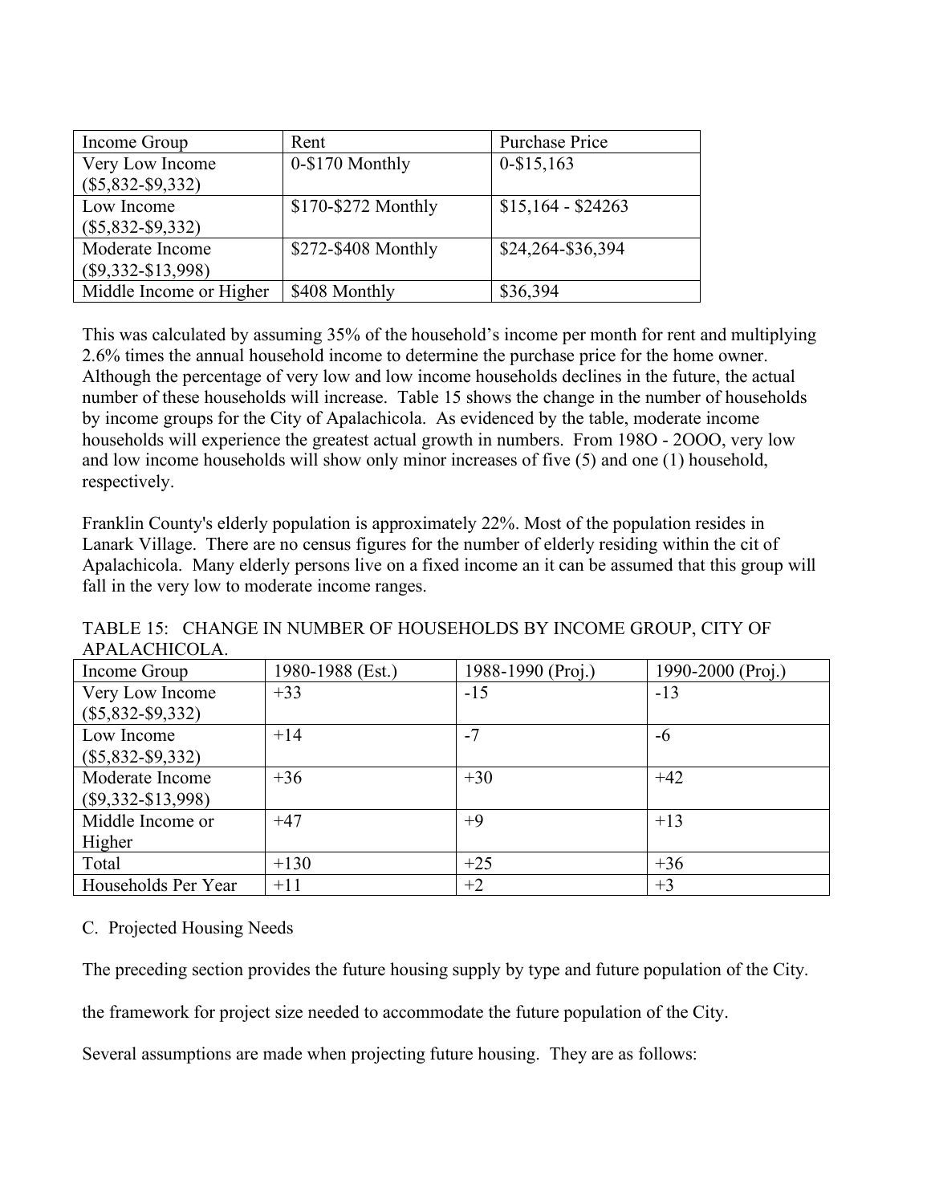| Income Group | Rent | Purchase Price |
|---|---|---|
| Very Low Income ($5,832-$9,332) | 0-$170 Monthly | 0-$15,163 |
| Low Income ($5,832-$9,332) | $170-$272 Monthly | $15,164 - $24263 |
| Moderate Income ($9,332-$13,998) | $272-$408 Monthly | $24,264-$36,394 |
| Middle Income or Higher | $408 Monthly | $36,394 |

This was calculated by assuming 35% of the household's income per month for rent and multiplying 2.6% times the annual household income to determine the purchase price for the home owner. Although the percentage of very low and low income households declines in the future, the actual number of these households will increase. Table 15 shows the change in the number of households by income groups for the City of Apalachicola. As evidenced by the table, moderate income households will experience the greatest actual growth in numbers. From 198O - 2OOO, very low and low income households will show only minor increases of five (5) and one (1) household, respectively.

Franklin County's elderly population is approximately 22%. Most of the population resides in Lanark Village. There are no census figures for the number of elderly residing within the cit of Apalachicola. Many elderly persons live on a fixed income an it can be assumed that this group will fall in the very low to moderate income ranges.

TABLE 15: CHANGE IN NUMBER OF HOUSEHOLDS BY INCOME GROUP, CITY OF APALACHICOLA.

| Income Group | 1980-1988 (Est.) | 1988-1990 (Proj.) | 1990-2000 (Proj.) |
|---|---|---|---|
| Very Low Income ($5,832-$9,332) | +33 | -15 | -13 |
| Low Income ($5,832-$9,332) | +14 | -7 | -6 |
| Moderate Income ($9,332-$13,998) | +36 | +30 | +42 |
| Middle Income or Higher | +47 | +9 | +13 |
| Total | +130 | +25 | +36 |
| Households Per Year | +11 | +2 | +3 |

C. Projected Housing Needs

The preceding section provides the future housing supply by type and future population of the City.

the framework for project size needed to accommodate the future population of the City.

Several assumptions are made when projecting future housing. They are as follows: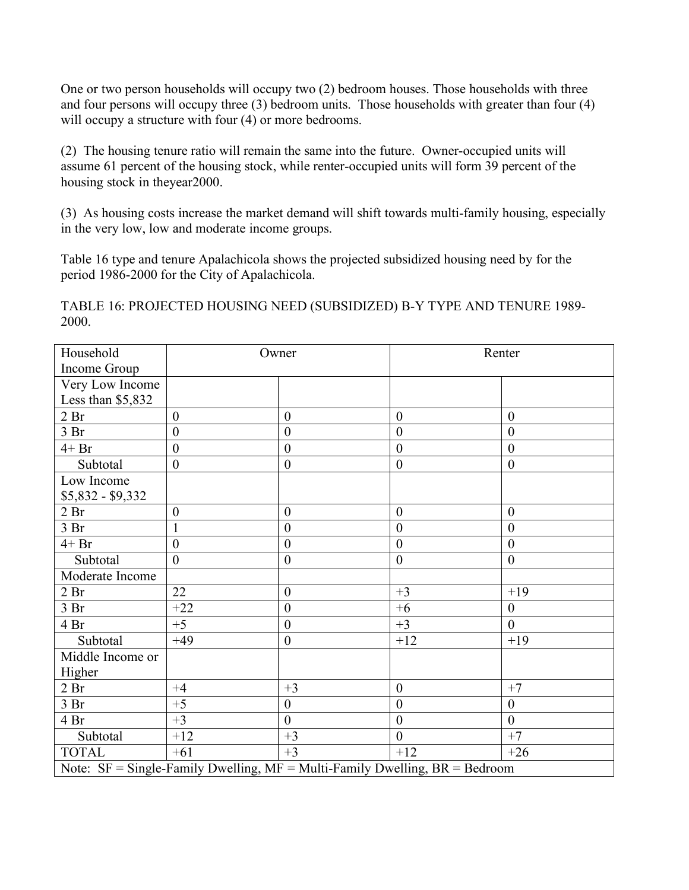One or two person households will occupy two (2) bedroom houses. Those households with three and four persons will occupy three (3) bedroom units. Those households with greater than four (4) will occupy a structure with four (4) or more bedrooms.

(2) The housing tenure ratio will remain the same into the future. Owner-occupied units will assume 61 percent of the housing stock, while renter-occupied units will form 39 percent of the housing stock in theyear2000.

(3) As housing costs increase the market demand will shift towards multi-family housing, especially in the very low, low and moderate income groups.

Table 16 type and tenure Apalachicola shows the projected subsidized housing need by for the period 1986-2000 for the City of Apalachicola.

TABLE 16: PROJECTED HOUSING NEED (SUBSIDIZED) B-Y TYPE AND TENURE 1989-2000.

| Household Income Group | Owner | | Renter | |
|---|---|---|---|---|
| Very Low Income Less than $5,832 | | | | |
| 2 Br | 0 | 0 | 0 | 0 |
| 3 Br | 0 | 0 | 0 | 0 |
| 4+ Br | 0 | 0 | 0 | 0 |
| Subtotal | 0 | 0 | 0 | 0 |
| Low Income $5,832 - $9,332 | | | | |
| 2 Br | 0 | 0 | 0 | 0 |
| 3 Br | 1 | 0 | 0 | 0 |
| 4+ Br | 0 | 0 | 0 | 0 |
| Subtotal | 0 | 0 | 0 | 0 |
| Moderate Income | | | | |
| 2 Br | 22 | 0 | +3 | +19 |
| 3 Br | +22 | 0 | +6 | 0 |
| 4 Br | +5 | 0 | +3 | 0 |
| Subtotal | +49 | 0 | +12 | +19 |
| Middle Income or Higher | | | | |
| 2 Br | +4 | +3 | 0 | +7 |
| 3 Br | +5 | 0 | 0 | 0 |
| 4 Br | +3 | 0 | 0 | 0 |
| Subtotal | +12 | +3 | 0 | +7 |
| TOTAL | +61 | +3 | +12 | +26 |
| Note: SF = Single-Family Dwelling, MF = Multi-Family Dwelling, BR = Bedroom | | | | |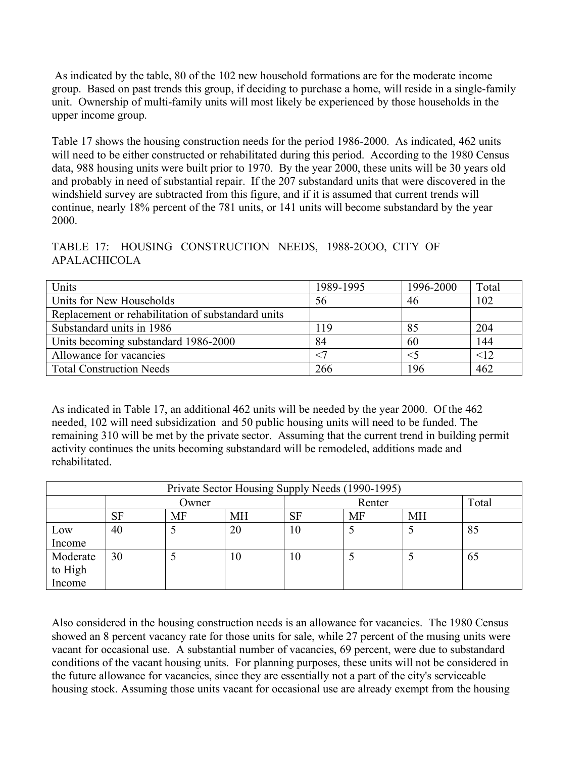As indicated by the table, 80 of the 102 new household formations are for the moderate income group. Based on past trends this group, if deciding to purchase a home, will reside in a single-family unit. Ownership of multi-family units will most likely be experienced by those households in the upper income group.

Table 17 shows the housing construction needs for the period 1986-2000. As indicated, 462 units will need to be either constructed or rehabilitated during this period. According to the 1980 Census data, 988 housing units were built prior to 1970. By the year 2000, these units will be 30 years old and probably in need of substantial repair. If the 207 substandard units that were discovered in the windshield survey are subtracted from this figure, and if it is assumed that current trends will continue, nearly 18% percent of the 781 units, or 141 units will become substandard by the year 2000.

TABLE 17: HOUSING CONSTRUCTION NEEDS, 1988-2OOO, CITY OF APALACHICOLA

| Units | 1989-1995 | 1996-2000 | Total |
|---|---|---|---|
| Units for New Households | 56 | 46 | 102 |
| Replacement or rehabilitation of substandard units | | | |
| Substandard units in 1986 | 119 | 85 | 204 |
| Units becoming substandard 1986-2000 | 84 | 60 | 144 |
| Allowance for vacancies | <7 | <5 | <12 |
| Total Construction Needs | 266 | 196 | 462 |

As indicated in Table 17, an additional 462 units will be needed by the year 2000. Of the 462 needed, 102 will need subsidization and 50 public housing units will need to be funded. The remaining 310 will be met by the private sector. Assuming that the current trend in building permit activity continues the units becoming substandard will be remodeled, additions made and rehabilitated.

| Private Sector Housing Supply Needs (1990-1995) | | | | | | | |
|---|---|---|---|---|---|---|---|
| | Owner | | | Renter | | | Total |
| | SF | MF | MH | SF | MF | MH | |
| Low Income | 40 | 5 | 20 | 10 | 5 | 5 | 85 |
| Moderate to High Income | 30 | 5 | 10 | 10 | 5 | 5 | 65 |

Also considered in the housing construction needs is an allowance for vacancies. The 1980 Census showed an 8 percent vacancy rate for those units for sale, while 27 percent of the musing units were vacant for occasional use. A substantial number of vacancies, 69 percent, were due to substandard conditions of the vacant housing units. For planning purposes, these units will not be considered in the future allowance for vacancies, since they are essentially not a part of the city's serviceable housing stock. Assuming those units vacant for occasional use are already exempt from the housing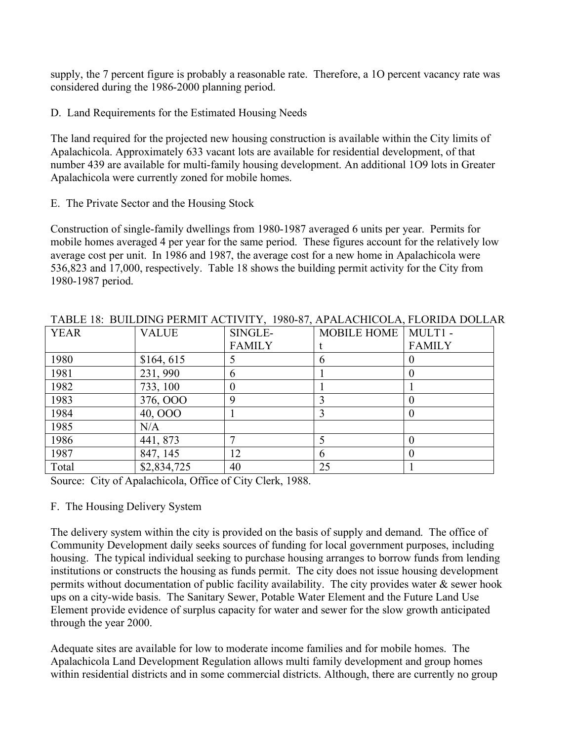supply, the 7 percent figure is probably a reasonable rate. Therefore, a 1O percent vacancy rate was considered during the 1986-2000 planning period.

D. Land Requirements for the Estimated Housing Needs

The land required for the projected new housing construction is available within the City limits of Apalachicola. Approximately 633 vacant lots are available for residential development, of that number 439 are available for multi-family housing development. An additional 1O9 lots in Greater Apalachicola were currently zoned for mobile homes.

E. The Private Sector and the Housing Stock

Construction of single-family dwellings from 1980-1987 averaged 6 units per year. Permits for mobile homes averaged 4 per year for the same period. These figures account for the relatively low average cost per unit. In 1986 and 1987, the average cost for a new home in Apalachicola were 536,823 and 17,000, respectively. Table 18 shows the building permit activity for the City from 1980-1987 period.

TABLE 18: BUILDING PERMIT ACTIVITY, 1980-87, APALACHICOLA, FLORIDA DOLLAR

| YEAR | VALUE | SINGLE-FAMILY | MOBILE HOME t | MULT1 - FAMILY |
|---|---|---|---|---|
| 1980 | $164, 615 | 5 | 6 | 0 |
| 1981 | 231, 990 | 6 | 1 | 0 |
| 1982 | 733, 100 | 0 | 1 | 1 |
| 1983 | 376, OOO | 9 | 3 | 0 |
| 1984 | 40, OOO | 1 | 3 | 0 |
| 1985 | N/A | | | |
| 1986 | 441, 873 | 7 | 5 | 0 |
| 1987 | 847, 145 | 12 | 6 | 0 |
| Total | $2,834,725 | 40 | 25 | 1 |

Source: City of Apalachicola, Office of City Clerk, 1988.

F. The Housing Delivery System

The delivery system within the city is provided on the basis of supply and demand. The office of Community Development daily seeks sources of funding for local government purposes, including housing. The typical individual seeking to purchase housing arranges to borrow funds from lending institutions or constructs the housing as funds permit. The city does not issue housing development permits without documentation of public facility availability. The city provides water & sewer hook ups on a city-wide basis. The Sanitary Sewer, Potable Water Element and the Future Land Use Element provide evidence of surplus capacity for water and sewer for the slow growth anticipated through the year 2000.

Adequate sites are available for low to moderate income families and for mobile homes. The Apalachicola Land Development Regulation allows multi family development and group homes within residential districts and in some commercial districts. Although, there are currently no group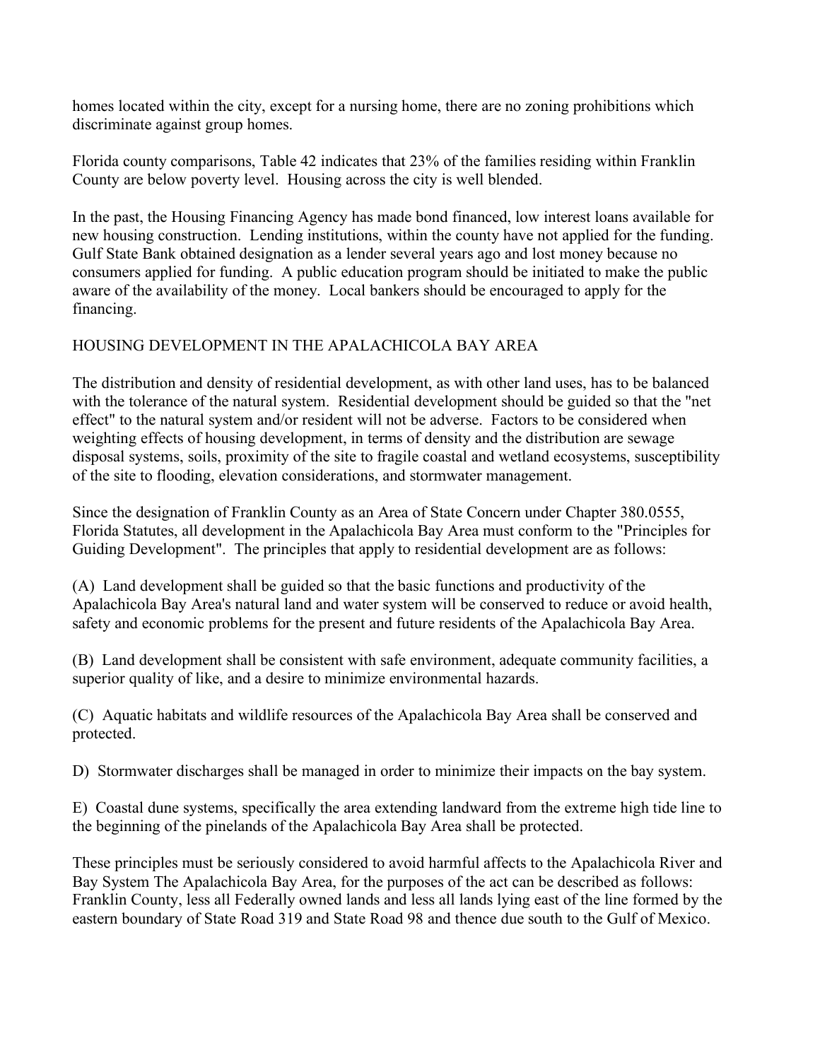homes located within the city, except for a nursing home, there are no zoning prohibitions which discriminate against group homes.

Florida county comparisons, Table 42 indicates that 23% of the families residing within Franklin County are below poverty level. Housing across the city is well blended.

In the past, the Housing Financing Agency has made bond financed, low interest loans available for new housing construction. Lending institutions, within the county have not applied for the funding. Gulf State Bank obtained designation as a lender several years ago and lost money because no consumers applied for funding. A public education program should be initiated to make the public aware of the availability of the money. Local bankers should be encouraged to apply for the financing.

## HOUSING DEVELOPMENT IN THE APALACHICOLA BAY AREA

The distribution and density of residential development, as with other land uses, has to be balanced with the tolerance of the natural system. Residential development should be guided so that the "net effect" to the natural system and/or resident will not be adverse. Factors to be considered when weighting effects of housing development, in terms of density and the distribution are sewage disposal systems, soils, proximity of the site to fragile coastal and wetland ecosystems, susceptibility of the site to flooding, elevation considerations, and stormwater management.

Since the designation of Franklin County as an Area of State Concern under Chapter 380.0555, Florida Statutes, all development in the Apalachicola Bay Area must conform to the "Principles for Guiding Development". The principles that apply to residential development are as follows:

(A) Land development shall be guided so that the basic functions and productivity of the Apalachicola Bay Area's natural land and water system will be conserved to reduce or avoid health, safety and economic problems for the present and future residents of the Apalachicola Bay Area.

(B) Land development shall be consistent with safe environment, adequate community facilities, a superior quality of like, and a desire to minimize environmental hazards.

(C) Aquatic habitats and wildlife resources of the Apalachicola Bay Area shall be conserved and protected.

D) Stormwater discharges shall be managed in order to minimize their impacts on the bay system.

E) Coastal dune systems, specifically the area extending landward from the extreme high tide line to the beginning of the pinelands of the Apalachicola Bay Area shall be protected.

These principles must be seriously considered to avoid harmful affects to the Apalachicola River and Bay System The Apalachicola Bay Area, for the purposes of the act can be described as follows: Franklin County, less all Federally owned lands and less all lands lying east of the line formed by the eastern boundary of State Road 319 and State Road 98 and thence due south to the Gulf of Mexico.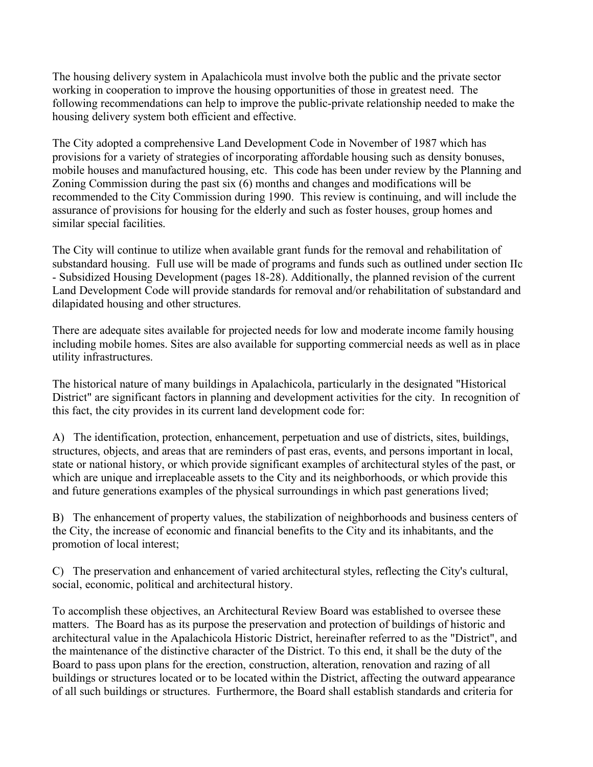The housing delivery system in Apalachicola must involve both the public and the private sector working in cooperation to improve the housing opportunities of those in greatest need. The following recommendations can help to improve the public-private relationship needed to make the housing delivery system both efficient and effective.

The City adopted a comprehensive Land Development Code in November of 1987 which has provisions for a variety of strategies of incorporating affordable housing such as density bonuses, mobile houses and manufactured housing, etc. This code has been under review by the Planning and Zoning Commission during the past six (6) months and changes and modifications will be recommended to the City Commission during 1990. This review is continuing, and will include the assurance of provisions for housing for the elderly and such as foster houses, group homes and similar special facilities.

The City will continue to utilize when available grant funds for the removal and rehabilitation of substandard housing. Full use will be made of programs and funds such as outlined under section IIc - Subsidized Housing Development (pages 18-28). Additionally, the planned revision of the current Land Development Code will provide standards for removal and/or rehabilitation of substandard and dilapidated housing and other structures.

There are adequate sites available for projected needs for low and moderate income family housing including mobile homes. Sites are also available for supporting commercial needs as well as in place utility infrastructures.

The historical nature of many buildings in Apalachicola, particularly in the designated "Historical District" are significant factors in planning and development activities for the city. In recognition of this fact, the city provides in its current land development code for:

A) The identification, protection, enhancement, perpetuation and use of districts, sites, buildings, structures, objects, and areas that are reminders of past eras, events, and persons important in local, state or national history, or which provide significant examples of architectural styles of the past, or which are unique and irreplaceable assets to the City and its neighborhoods, or which provide this and future generations examples of the physical surroundings in which past generations lived;

B) The enhancement of property values, the stabilization of neighborhoods and business centers of the City, the increase of economic and financial benefits to the City and its inhabitants, and the promotion of local interest;

C) The preservation and enhancement of varied architectural styles, reflecting the City's cultural, social, economic, political and architectural history.

To accomplish these objectives, an Architectural Review Board was established to oversee these matters. The Board has as its purpose the preservation and protection of buildings of historic and architectural value in the Apalachicola Historic District, hereinafter referred to as the "District", and the maintenance of the distinctive character of the District. To this end, it shall be the duty of the Board to pass upon plans for the erection, construction, alteration, renovation and razing of all buildings or structures located or to be located within the District, affecting the outward appearance of all such buildings or structures. Furthermore, the Board shall establish standards and criteria for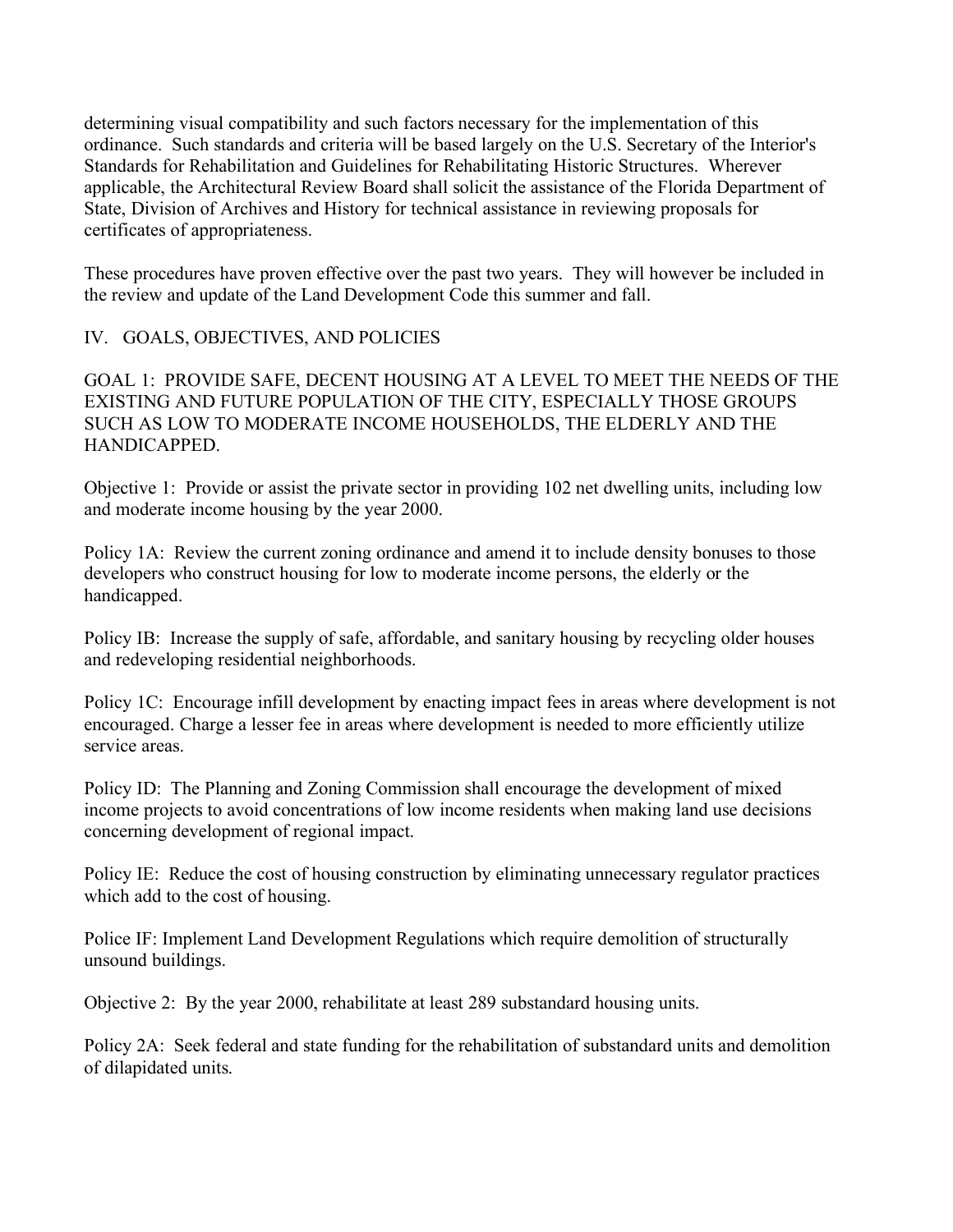determining visual compatibility and such factors necessary for the implementation of this ordinance. Such standards and criteria will be based largely on the U.S. Secretary of the Interior's Standards for Rehabilitation and Guidelines for Rehabilitating Historic Structures. Wherever applicable, the Architectural Review Board shall solicit the assistance of the Florida Department of State, Division of Archives and History for technical assistance in reviewing proposals for certificates of appropriateness.

These procedures have proven effective over the past two years. They will however be included in the review and update of the Land Development Code this summer and fall.

## IV. GOALS, OBJECTIVES, AND POLICIES

GOAL 1: PROVIDE SAFE, DECENT HOUSING AT A LEVEL TO MEET THE NEEDS OF THE EXISTING AND FUTURE POPULATION OF THE CITY, ESPECIALLY THOSE GROUPS SUCH AS LOW TO MODERATE INCOME HOUSEHOLDS, THE ELDERLY AND THE HANDICAPPED.

Objective 1: Provide or assist the private sector in providing 102 net dwelling units, including low and moderate income housing by the year 2000.

Policy 1A: Review the current zoning ordinance and amend it to include density bonuses to those developers who construct housing for low to moderate income persons, the elderly or the handicapped.

Policy IB: Increase the supply of safe, affordable, and sanitary housing by recycling older houses and redeveloping residential neighborhoods.

Policy 1C: Encourage infill development by enacting impact fees in areas where development is not encouraged. Charge a lesser fee in areas where development is needed to more efficiently utilize service areas.

Policy ID: The Planning and Zoning Commission shall encourage the development of mixed income projects to avoid concentrations of low income residents when making land use decisions concerning development of regional impact.

Policy IE: Reduce the cost of housing construction by eliminating unnecessary regulator practices which add to the cost of housing.

Police IF: Implement Land Development Regulations which require demolition of structurally unsound buildings.

Objective 2: By the year 2000, rehabilitate at least 289 substandard housing units.

Policy 2A: Seek federal and state funding for the rehabilitation of substandard units and demolition of dilapidated units.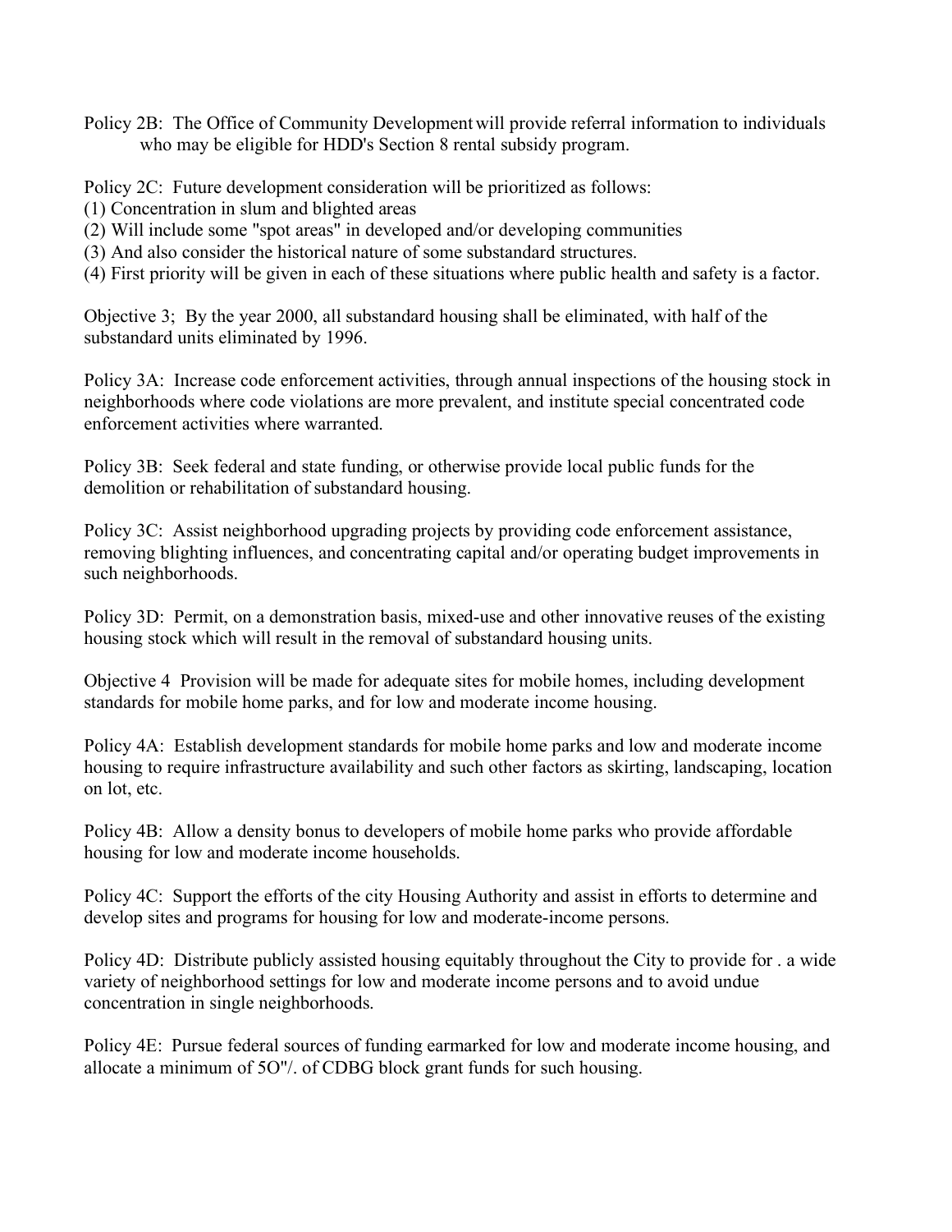Policy 2B: The Office of Community Development will provide referral information to individuals who may be eligible for HDD's Section 8 rental subsidy program.

Policy 2C: Future development consideration will be prioritized as follows:
(1) Concentration in slum and blighted areas
(2) Will include some "spot areas" in developed and/or developing communities
(3) And also consider the historical nature of some substandard structures.
(4) First priority will be given in each of these situations where public health and safety is a factor.

Objective 3; By the year 2000, all substandard housing shall be eliminated, with half of the substandard units eliminated by 1996.

Policy 3A: Increase code enforcement activities, through annual inspections of the housing stock in neighborhoods where code violations are more prevalent, and institute special concentrated code enforcement activities where warranted.

Policy 3B: Seek federal and state funding, or otherwise provide local public funds for the demolition or rehabilitation of substandard housing.

Policy 3C: Assist neighborhood upgrading projects by providing code enforcement assistance, removing blighting influences, and concentrating capital and/or operating budget improvements in such neighborhoods.

Policy 3D: Permit, on a demonstration basis, mixed-use and other innovative reuses of the existing housing stock which will result in the removal of substandard housing units.

Objective 4 Provision will be made for adequate sites for mobile homes, including development standards for mobile home parks, and for low and moderate income housing.

Policy 4A: Establish development standards for mobile home parks and low and moderate income housing to require infrastructure availability and such other factors as skirting, landscaping, location on lot, etc.

Policy 4B: Allow a density bonus to developers of mobile home parks who provide affordable housing for low and moderate income households.

Policy 4C: Support the efforts of the city Housing Authority and assist in efforts to determine and develop sites and programs for housing for low and moderate-income persons.

Policy 4D: Distribute publicly assisted housing equitably throughout the City to provide for . a wide variety of neighborhood settings for low and moderate income persons and to avoid undue concentration in single neighborhoods.

Policy 4E: Pursue federal sources of funding earmarked for low and moderate income housing, and allocate a minimum of 5O"/. of CDBG block grant funds for such housing.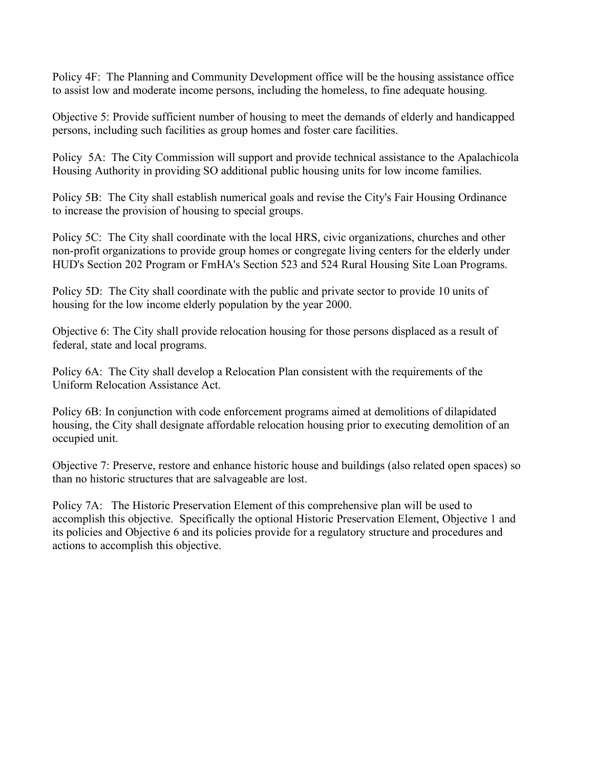Policy 4F: The Planning and Community Development office will be the housing assistance office to assist low and moderate income persons, including the homeless, to fine adequate housing.

Objective 5: Provide sufficient number of housing to meet the demands of elderly and handicapped persons, including such facilities as group homes and foster care facilities.

Policy 5A: The City Commission will support and provide technical assistance to the Apalachicola Housing Authority in providing SO additional public housing units for low income families.

Policy 5B: The City shall establish numerical goals and revise the City's Fair Housing Ordinance to increase the provision of housing to special groups.

Policy 5C: The City shall coordinate with the local HRS, civic organizations, churches and other non-profit organizations to provide group homes or congregate living centers for the elderly under HUD's Section 202 Program or FmHA's Section 523 and 524 Rural Housing Site Loan Programs.

Policy 5D: The City shall coordinate with the public and private sector to provide 10 units of housing for the low income elderly population by the year 2000.

Objective 6: The City shall provide relocation housing for those persons displaced as a result of federal, state and local programs.

Policy 6A: The City shall develop a Relocation Plan consistent with the requirements of the Uniform Relocation Assistance Act.

Policy 6B: In conjunction with code enforcement programs aimed at demolitions of dilapidated housing, the City shall designate affordable relocation housing prior to executing demolition of an occupied unit.

Objective 7: Preserve, restore and enhance historic house and buildings (also related open spaces) so than no historic structures that are salvageable are lost.

Policy 7A: The Historic Preservation Element of this comprehensive plan will be used to accomplish this objective. Specifically the optional Historic Preservation Element, Objective 1 and its policies and Objective 6 and its policies provide for a regulatory structure and procedures and actions to accomplish this objective.